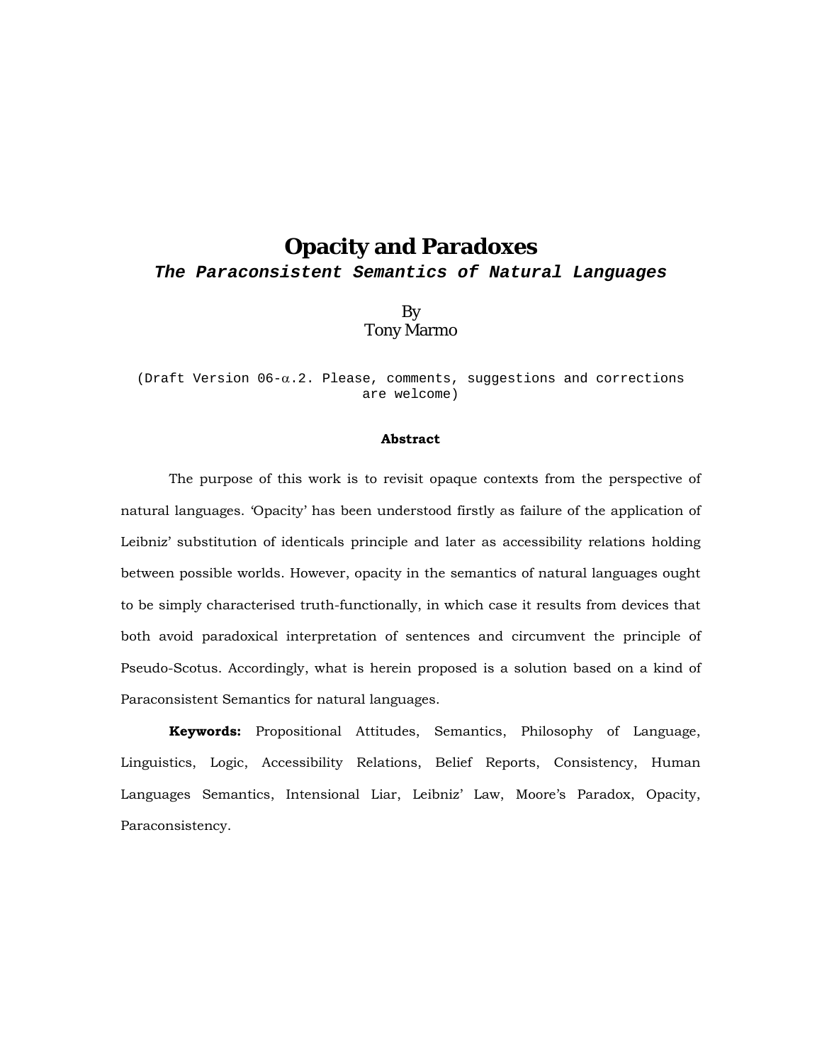# Opacity and Paradoxes

***The Paraconsistent Semantics of Natural Languages***

By
Tony Marmo

(Draft Version 06-$\alpha$.2. Please, comments, suggestions and corrections are welcome)

**Abstract**

The purpose of this work is to revisit opaque contexts from the perspective of natural languages. 'Opacity' has been understood firstly as failure of the application of Leibniz' substitution of identicals principle and later as accessibility relations holding between possible worlds. However, opacity in the semantics of natural languages ought to be simply characterised truth-functionally, in which case it results from devices that both avoid paradoxical interpretation of sentences and circumvent the principle of Pseudo-Scotus. Accordingly, what is herein proposed is a solution based on a kind of Paraconsistent Semantics for natural languages.

**Keywords:** Propositional Attitudes, Semantics, Philosophy of Language, Linguistics, Logic, Accessibility Relations, Belief Reports, Consistency, Human Languages Semantics, Intensional Liar, Leibniz' Law, Moore's Paradox, Opacity, Paraconsistency.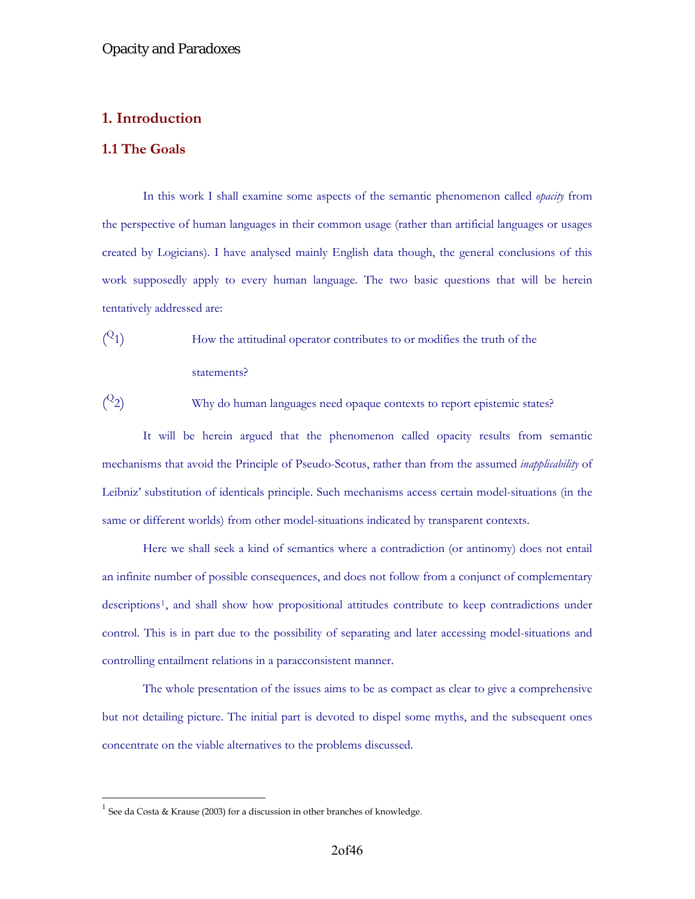# 1. Introduction

## 1.1 The Goals

In this work I shall examine some aspects of the semantic phenomenon called *opacity* from the perspective of human languages in their common usage (rather than artificial languages or usages created by Logicians). I have analysed mainly English data though, the general conclusions of this work supposedly apply to every human language. The two basic questions that will be herein tentatively addressed are:

($Q_1$) How the attitudinal operator contributes to or modifies the truth of the statements?

($Q_2$) Why do human languages need opaque contexts to report epistemic states?

It will be herein argued that the phenomenon called opacity results from semantic mechanisms that avoid the Principle of Pseudo-Scotus, rather than from the assumed *inapplicability* of Leibniz' substitution of identicals principle. Such mechanisms access certain model-situations (in the same or different worlds) from other model-situations indicated by transparent contexts.

Here we shall seek a kind of semantics where a contradiction (or antinomy) does not entail an infinite number of possible consequences, and does not follow from a conjunct of complementary descriptions[1], and shall show how propositional attitudes contribute to keep contradictions under control. This is in part due to the possibility of separating and later accessing model-situations and controlling entailment relations in a paracconsistent manner.

The whole presentation of the issues aims to be as compact as clear to give a comprehensive but not detailing picture. The initial part is devoted to dispel some myths, and the subsequent ones concentrate on the viable alternatives to the problems discussed.

[1] See da Costa & Krause (2003) for a discussion in other branches of knowledge.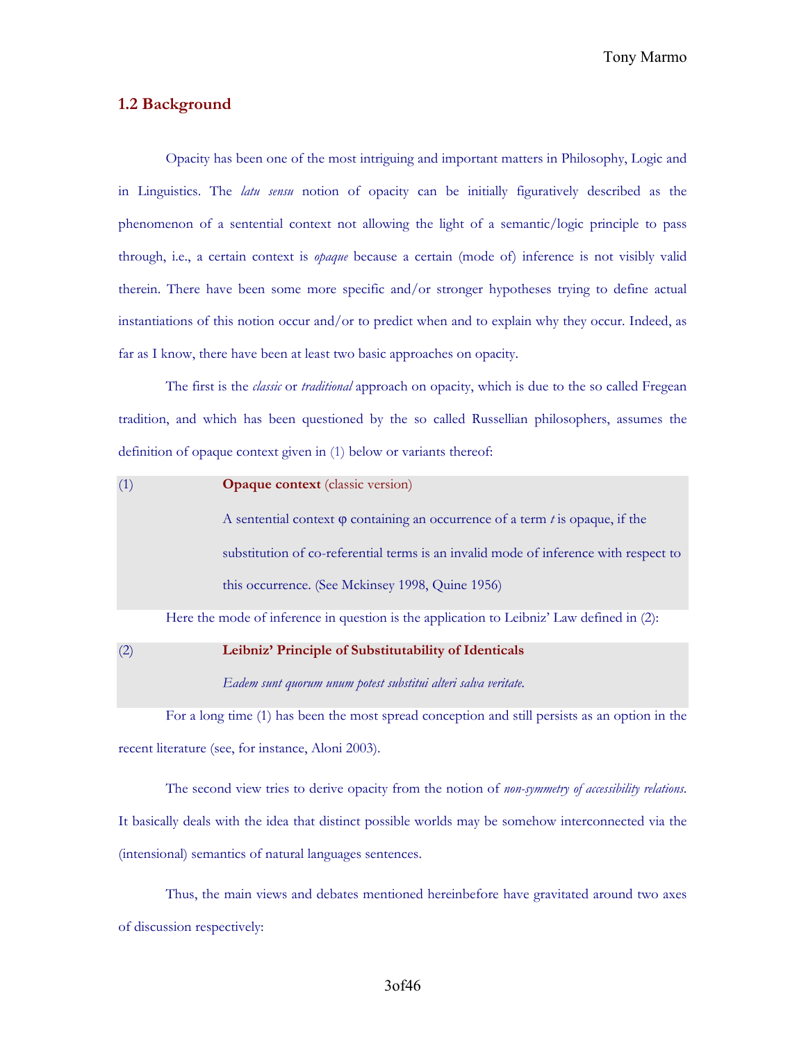## 1.2 Background

Opacity has been one of the most intriguing and important matters in Philosophy, Logic and in Linguistics. The *latu sensu* notion of opacity can be initially figuratively described as the phenomenon of a sentential context not allowing the light of a semantic/logic principle to pass through, i.e., a certain context is *opaque* because a certain (mode of) inference is not visibly valid therein. There have been some more specific and/or stronger hypotheses trying to define actual instantiations of this notion occur and/or to predict when and to explain why they occur. Indeed, as far as I know, there have been at least two basic approaches on opacity.

The first is the *classic* or *traditional* approach on opacity, which is due to the so called Fregean tradition, and which has been questioned by the so called Russellian philosophers, assumes the definition of opaque context given in (1) below or variants thereof:

(1) **Opaque context** (classic version)

A sentential context φ containing an occurrence of a term *t* is opaque, if the substitution of co-referential terms is an invalid mode of inference with respect to this occurrence. (See Mckinsey 1998, Quine 1956)

Here the mode of inference in question is the application to Leibniz' Law defined in (2):

(2) **Leibniz' Principle of Substitutability of Identicals**

*Eadem sunt quorum unum potest substitui alteri salva veritate.*

For a long time (1) has been the most spread conception and still persists as an option in the recent literature (see, for instance, Aloni 2003).

The second view tries to derive opacity from the notion of *non-symmetry of accessibility relations*. It basically deals with the idea that distinct possible worlds may be somehow interconnected via the (intensional) semantics of natural languages sentences.

Thus, the main views and debates mentioned hereinbefore have gravitated around two axes of discussion respectively: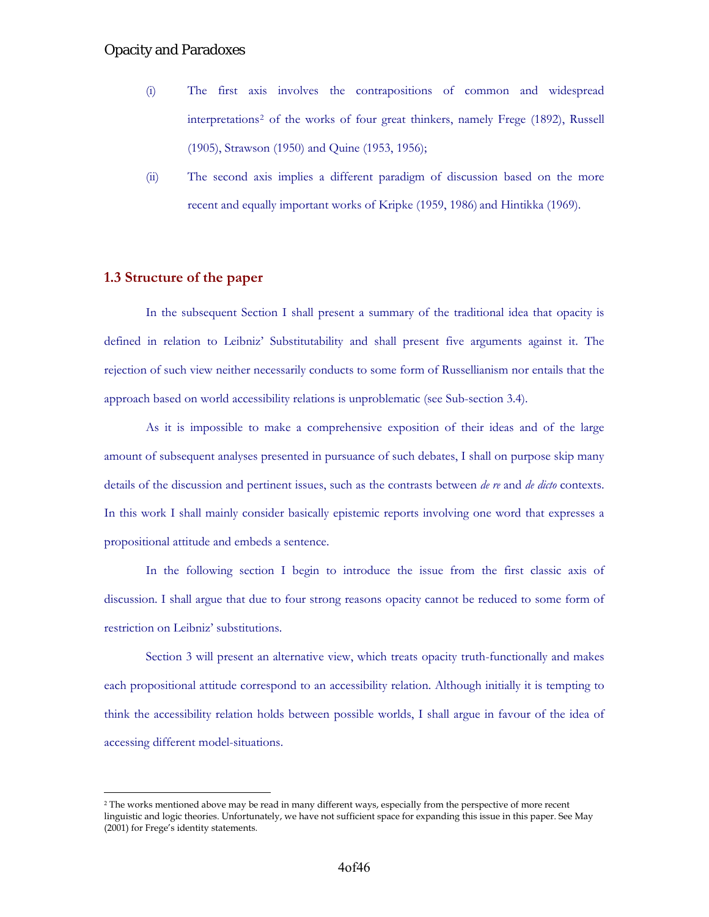(i) The first axis involves the contrapositions of common and widespread interpretations[2] of the works of four great thinkers, namely Frege (1892), Russell (1905), Strawson (1950) and Quine (1953, 1956);

(ii) The second axis implies a different paradigm of discussion based on the more recent and equally important works of Kripke (1959, 1986) and Hintikka (1969).

## 1.3 Structure of the paper

In the subsequent Section I shall present a summary of the traditional idea that opacity is defined in relation to Leibniz' Substitutability and shall present five arguments against it. The rejection of such view neither necessarily conducts to some form of Russellianism nor entails that the approach based on world accessibility relations is unproblematic (see Sub-section 3.4).

As it is impossible to make a comprehensive exposition of their ideas and of the large amount of subsequent analyses presented in pursuance of such debates, I shall on purpose skip many details of the discussion and pertinent issues, such as the contrasts between *de re* and *de dicto* contexts. In this work I shall mainly consider basically epistemic reports involving one word that expresses a propositional attitude and embeds a sentence.

In the following section I begin to introduce the issue from the first classic axis of discussion. I shall argue that due to four strong reasons opacity cannot be reduced to some form of restriction on Leibniz' substitutions.

Section 3 will present an alternative view, which treats opacity truth-functionally and makes each propositional attitude correspond to an accessibility relation. Although initially it is tempting to think the accessibility relation holds between possible worlds, I shall argue in favour of the idea of accessing different model-situations.

---

[2] The works mentioned above may be read in many different ways, especially from the perspective of more recent linguistic and logic theories. Unfortunately, we have not sufficient space for expanding this issue in this paper. See May (2001) for Frege's identity statements.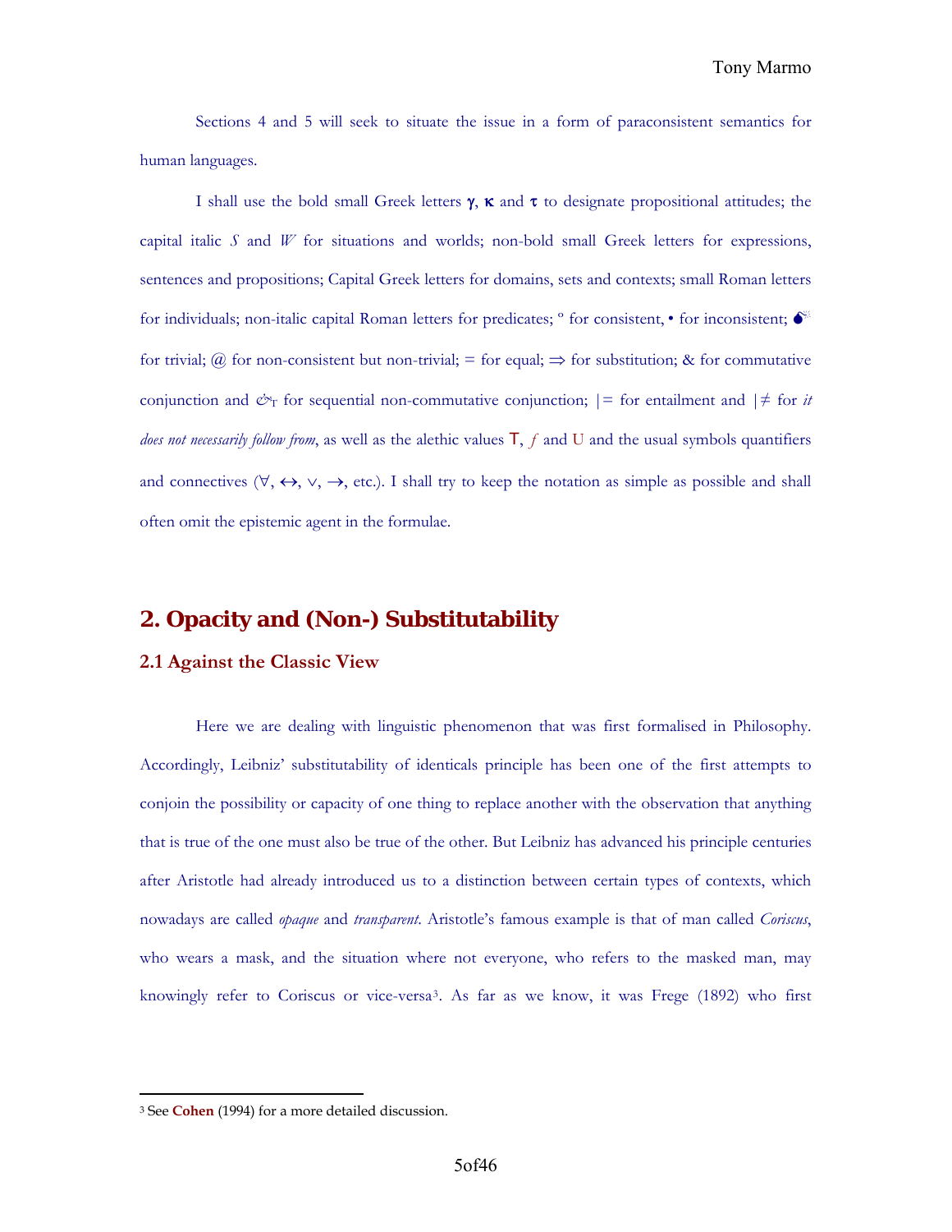Sections 4 and 5 will seek to situate the issue in a form of paraconsistent semantics for human languages.

I shall use the bold small Greek letters **γ**, **κ** and **τ** to designate propositional attitudes; the capital italic *S* and *W* for situations and worlds; non-bold small Greek letters for expressions, sentences and propositions; Capital Greek letters for domains, sets and contexts; small Roman letters for individuals; non-italic capital Roman letters for predicates; º for consistent, • for inconsistent; 💣 for trivial; @ for non-consistent but non-trivial; = for equal; ⇒ for substitution; & for commutative conjunction and $\&_T$ for sequential non-commutative conjunction; |= for entailment and |≠ for *it does not necessarily follow from*, as well as the alethic values T, *f* and U and the usual symbols quantifiers and connectives (∀, ↔, ∨, →, etc.). I shall try to keep the notation as simple as possible and shall often omit the epistemic agent in the formulae.

## 2. Opacity and (Non-) Substitutability

### 2.1 Against the Classic View

Here we are dealing with linguistic phenomenon that was first formalised in Philosophy. Accordingly, Leibniz' substitutability of identicals principle has been one of the first attempts to conjoin the possibility or capacity of one thing to replace another with the observation that anything that is true of the one must also be true of the other. But Leibniz has advanced his principle centuries after Aristotle had already introduced us to a distinction between certain types of contexts, which nowadays are called *opaque* and *transparent*. Aristotle's famous example is that of man called *Coriscus*, who wears a mask, and the situation where not everyone, who refers to the masked man, may knowingly refer to Coriscus or vice-versa[3]. As far as we know, it was Frege (1892) who first

---

[3] See **Cohen** (1994) for a more detailed discussion.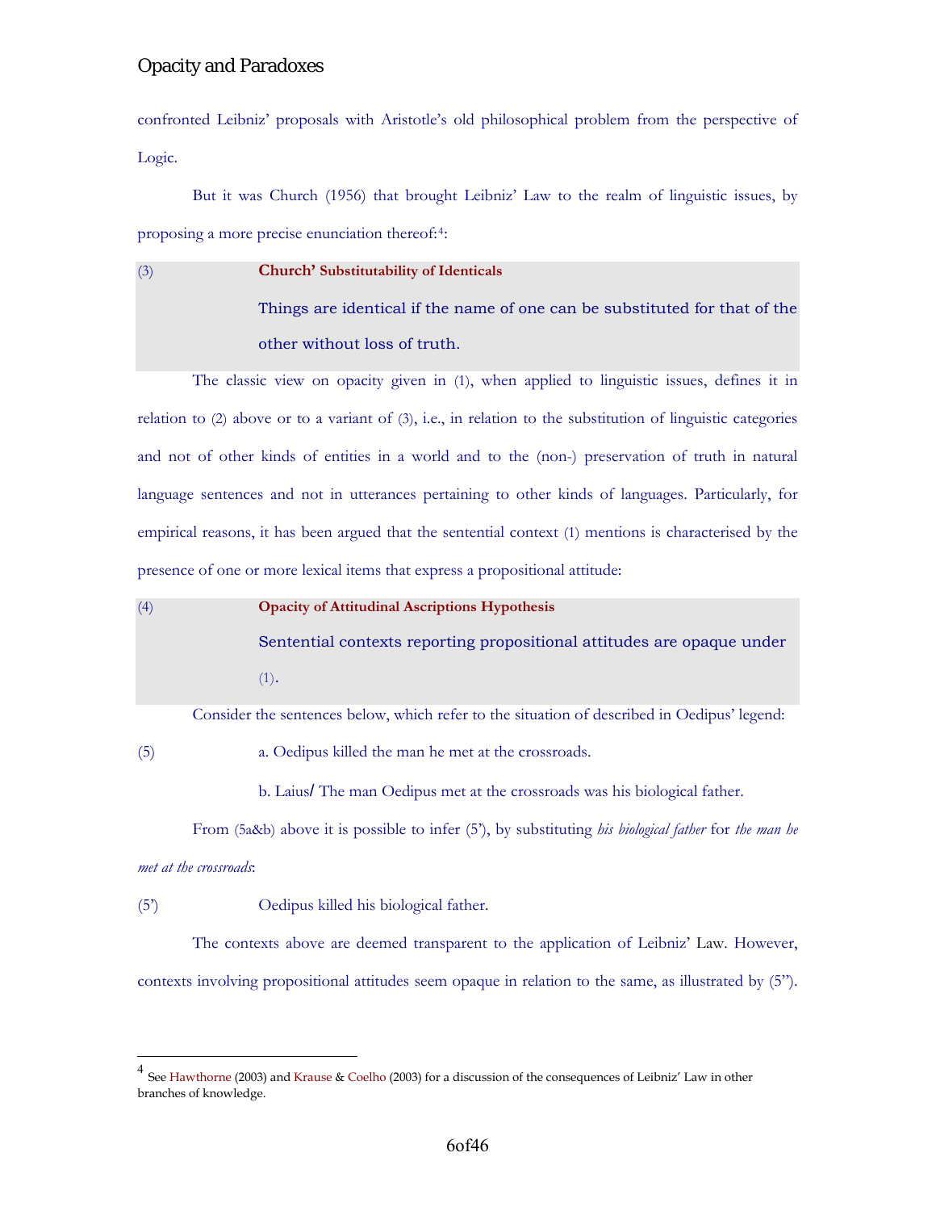confronted Leibniz' proposals with Aristotle's old philosophical problem from the perspective of Logic.

But it was Church (1956) that brought Leibniz' Law to the realm of linguistic issues, by proposing a more precise enunciation thereof:[4]:

(3) **Church' Substitutability of Identicals**

Things are identical if the name of one can be substituted for that of the other without loss of truth.

The classic view on opacity given in (1), when applied to linguistic issues, defines it in relation to (2) above or to a variant of (3), i.e., in relation to the substitution of linguistic categories and not of other kinds of entities in a world and to the (non-) preservation of truth in natural language sentences and not in utterances pertaining to other kinds of languages. Particularly, for empirical reasons, it has been argued that the sentential context (1) mentions is characterised by the presence of one or more lexical items that express a propositional attitude:

(4) **Opacity of Attitudinal Ascriptions Hypothesis**

Sentential contexts reporting propositional attitudes are opaque under (1).

Consider the sentences below, which refer to the situation of described in Oedipus' legend:

(5) a. Oedipus killed the man he met at the crossroads.

b. Laius/ The man Oedipus met at the crossroads was his biological father.

From (5a&b) above it is possible to infer (5'), by substituting *his biological father* for *the man he met at the crossroads*:

(5') Oedipus killed his biological father.

The contexts above are deemed transparent to the application of Leibniz' Law. However, contexts involving propositional attitudes seem opaque in relation to the same, as illustrated by (5'').

[4] See Hawthorne (2003) and Krause & Coelho (2003) for a discussion of the consequences of Leibniz' Law in other branches of knowledge.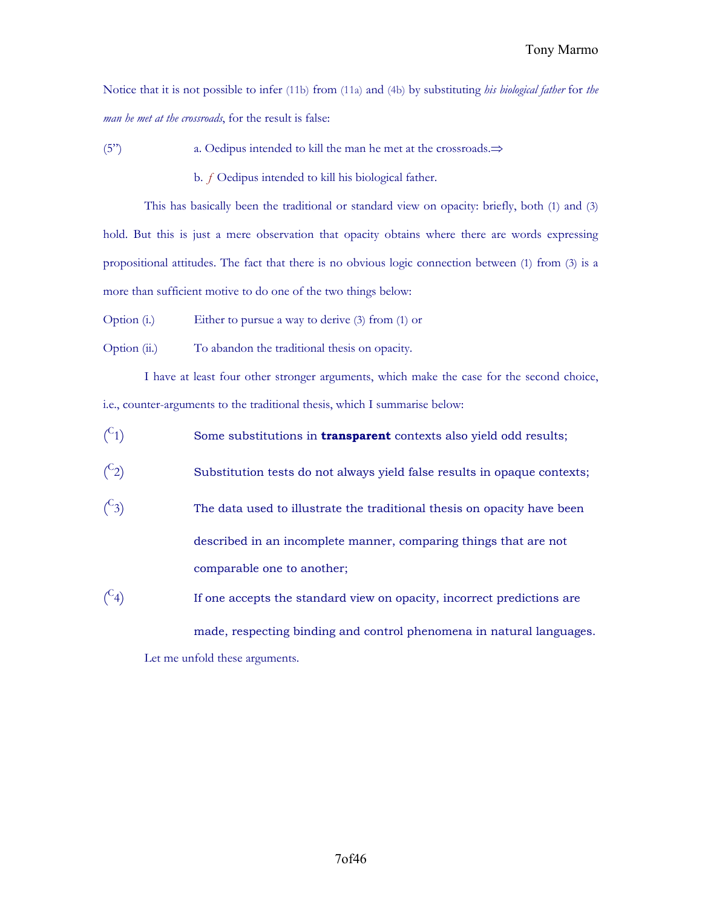Notice that it is not possible to infer (11b) from (11a) and (4b) by substituting *his biological father* for *the man he met at the crossroads*, for the result is false:

(5”) a. Oedipus intended to kill the man he met at the crossroads.$\Rightarrow$

b. *f* Oedipus intended to kill his biological father.

This has basically been the traditional or standard view on opacity: briefly, both (1) and (3) hold. But this is just a mere observation that opacity obtains where there are words expressing propositional attitudes. The fact that there is no obvious logic connection between (1) from (3) is a more than sufficient motive to do one of the two things below:

Option (i.) Either to pursue a way to derive (3) from (1) or

Option (ii.) To abandon the traditional thesis on opacity.

I have at least four other stronger arguments, which make the case for the second choice, i.e., counter-arguments to the traditional thesis, which I summarise below:

($^{C}$1) Some substitutions in **transparent** contexts also yield odd results;

($^{C}$2) Substitution tests do not always yield false results in opaque contexts;

($^{C}$3) The data used to illustrate the traditional thesis on opacity have been described in an incomplete manner, comparing things that are not comparable one to another;

($^{C}$4) If one accepts the standard view on opacity, incorrect predictions are made, respecting binding and control phenomena in natural languages.

Let me unfold these arguments.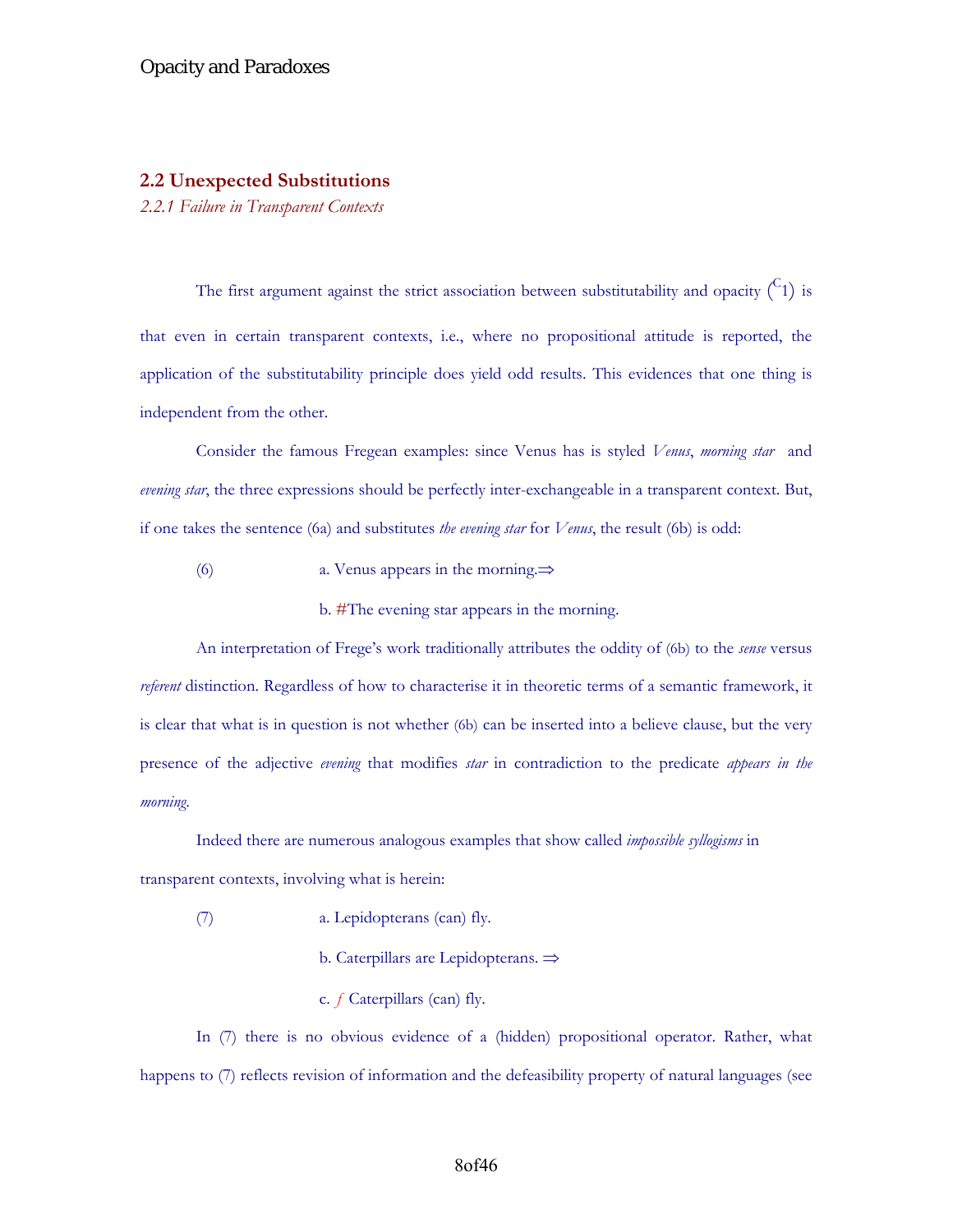## 2.2 Unexpected Substitutions

### *2.2.1 Failure in Transparent Contexts*

The first argument against the strict association between substitutability and opacity ($^{C}1$) is that even in certain transparent contexts, i.e., where no propositional attitude is reported, the application of the substitutability principle does yield odd results. This evidences that one thing is independent from the other.

Consider the famous Fregean examples: since Venus has is styled *Venus*, *morning star* and *evening star*, the three expressions should be perfectly inter-exchangeable in a transparent context. But, if one takes the sentence (6a) and substitutes *the evening star* for *Venus*, the result (6b) is odd:

(6) a. Venus appears in the morning.⇒

b. #The evening star appears in the morning.

An interpretation of Frege's work traditionally attributes the oddity of (6b) to the *sense* versus *referent* distinction. Regardless of how to characterise it in theoretic terms of a semantic framework, it is clear that what is in question is not whether (6b) can be inserted into a believe clause, but the very presence of the adjective *evening* that modifies *star* in contradiction to the predicate *appears in the morning*.

Indeed there are numerous analogous examples that show called *impossible syllogisms* in transparent contexts, involving what is herein:

(7) a. Lepidopterans (can) fly.

b. Caterpillars are Lepidopterans. ⇒

c. *f* Caterpillars (can) fly.

In (7) there is no obvious evidence of a (hidden) propositional operator. Rather, what happens to (7) reflects revision of information and the defeasibility property of natural languages (see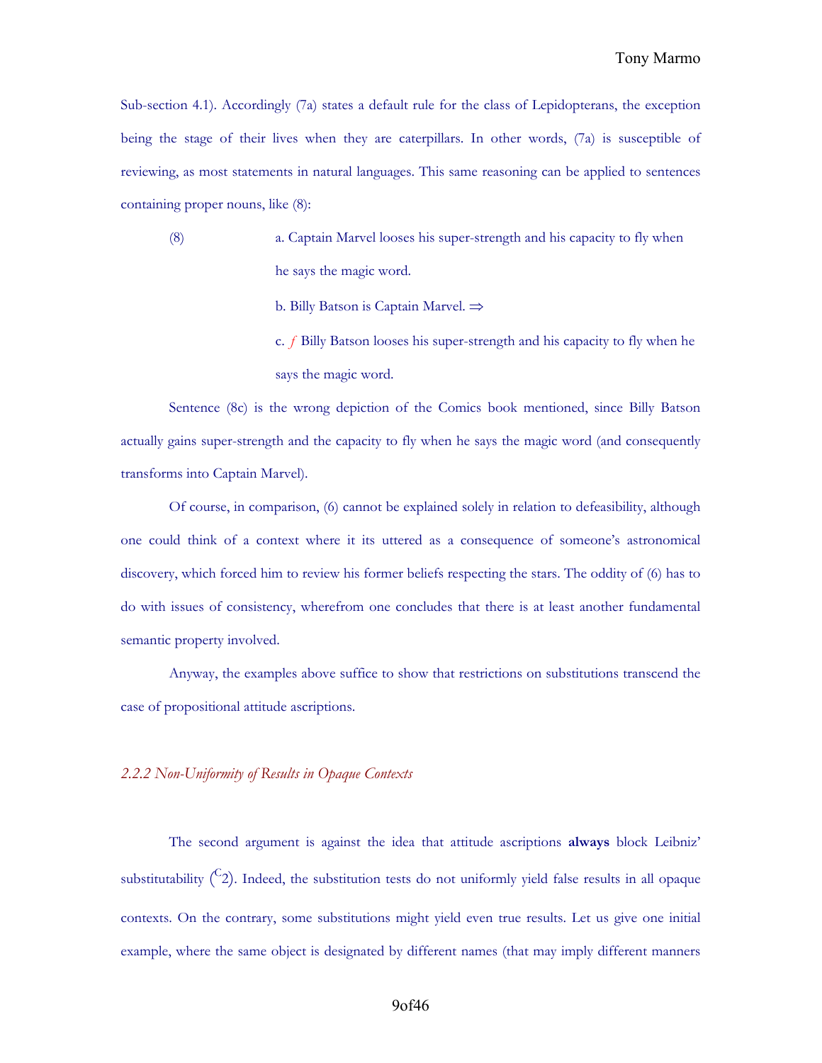Sub-section 4.1). Accordingly (7a) states a default rule for the class of Lepidopterans, the exception being the stage of their lives when they are caterpillars. In other words, (7a) is susceptible of reviewing, as most statements in natural languages. This same reasoning can be applied to sentences containing proper nouns, like (8):

(8) a. Captain Marvel looses his super-strength and his capacity to fly when he says the magic word.

b. Billy Batson is Captain Marvel. ⇒

c. *f* Billy Batson looses his super-strength and his capacity to fly when he says the magic word.

Sentence (8c) is the wrong depiction of the Comics book mentioned, since Billy Batson actually gains super-strength and the capacity to fly when he says the magic word (and consequently transforms into Captain Marvel).

Of course, in comparison, (6) cannot be explained solely in relation to defeasibility, although one could think of a context where it its uttered as a consequence of someone's astronomical discovery, which forced him to review his former beliefs respecting the stars. The oddity of (6) has to do with issues of consistency, wherefrom one concludes that there is at least another fundamental semantic property involved.

Anyway, the examples above suffice to show that restrictions on substitutions transcend the case of propositional attitude ascriptions.

### *2.2.2 Non-Uniformity of Results in Opaque Contexts*

The second argument is against the idea that attitude ascriptions **always** block Leibniz' substitutability ($^{C}2$). Indeed, the substitution tests do not uniformly yield false results in all opaque contexts. On the contrary, some substitutions might yield even true results. Let us give one initial example, where the same object is designated by different names (that may imply different manners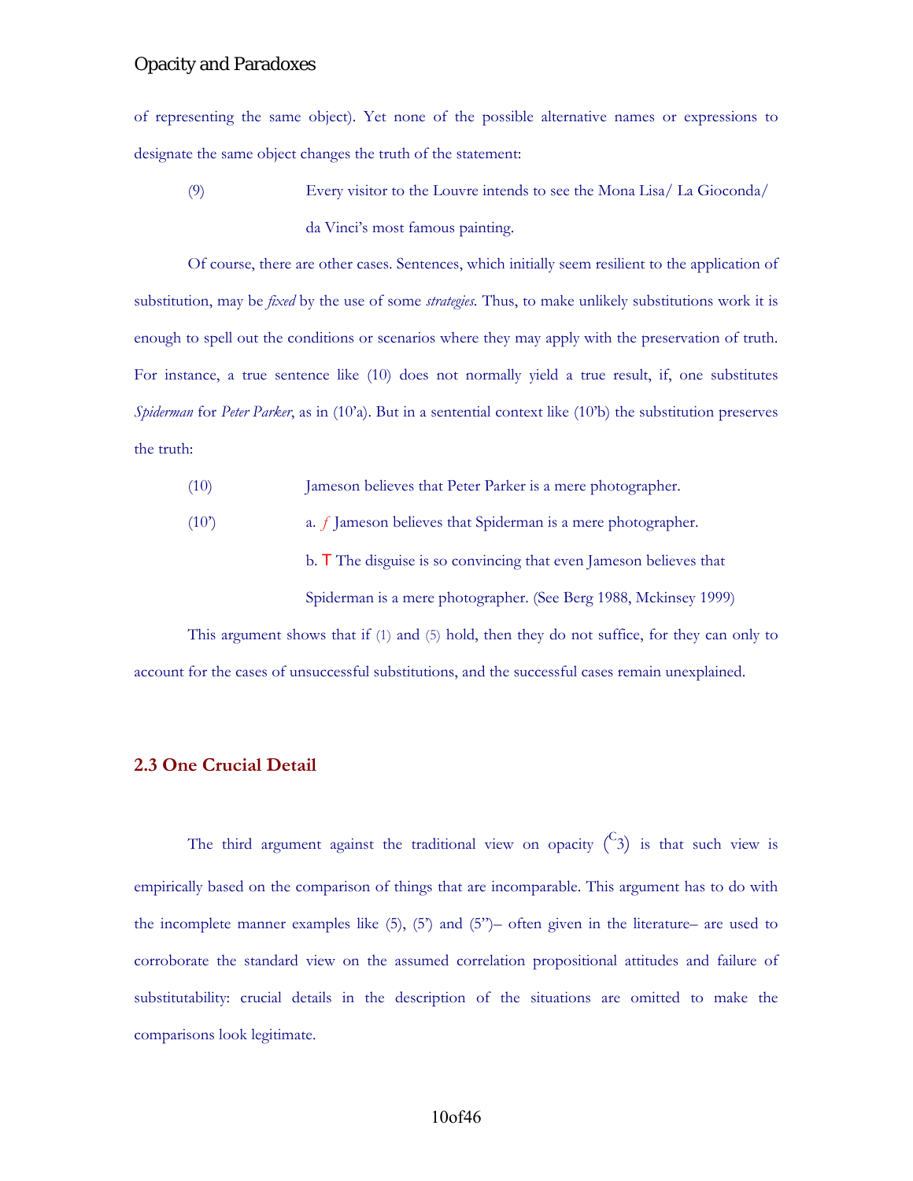of representing the same object). Yet none of the possible alternative names or expressions to designate the same object changes the truth of the statement:

(9) Every visitor to the Louvre intends to see the Mona Lisa/ La Gioconda/ da Vinci's most famous painting.

Of course, there are other cases. Sentences, which initially seem resilient to the application of substitution, may be *fixed* by the use of some *strategies*. Thus, to make unlikely substitutions work it is enough to spell out the conditions or scenarios where they may apply with the preservation of truth. For instance, a true sentence like (10) does not normally yield a true result, if, one substitutes *Spiderman* for *Peter Parker*, as in (10'a). But in a sentential context like (10'b) the substitution preserves the truth:

(10) Jameson believes that Peter Parker is a mere photographer.

(10') a. *f* Jameson believes that Spiderman is a mere photographer.

b. T The disguise is so convincing that even Jameson believes that Spiderman is a mere photographer. (See Berg 1988, Mckinsey 1999)

This argument shows that if (1) and (5) hold, then they do not suffice, for they can only to account for the cases of unsuccessful substitutions, and the successful cases remain unexplained.

### 2.3 One Crucial Detail

The third argument against the traditional view on opacity ($^{C}3$) is that such view is empirically based on the comparison of things that are incomparable. This argument has to do with the incomplete manner examples like (5), (5') and (5'')– often given in the literature– are used to corroborate the standard view on the assumed correlation propositional attitudes and failure of substitutability: crucial details in the description of the situations are omitted to make the comparisons look legitimate.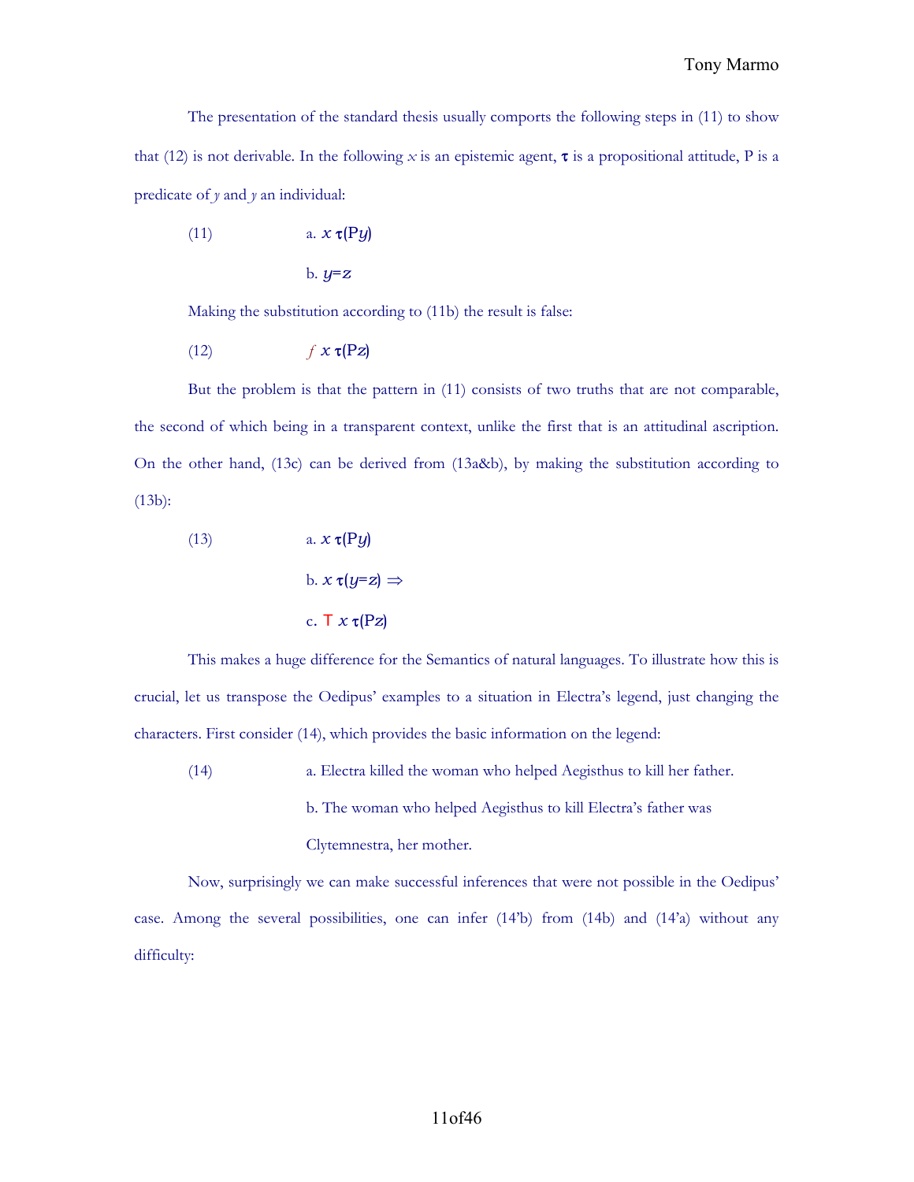The presentation of the standard thesis usually comports the following steps in (11) to show that (12) is not derivable. In the following $x$ is an epistemic agent, $\tau$ is a propositional attitude, P is a predicate of $y$ and $y$ an individual:

(11) a. $x\ \tau(\mathrm{P}y)$

b. $y = z$

Making the substitution according to (11b) the result is false:

(12) $f\ x\ \tau(\mathrm{P}z)$

But the problem is that the pattern in (11) consists of two truths that are not comparable, the second of which being in a transparent context, unlike the first that is an attitudinal ascription. On the other hand, (13c) can be derived from (13a&b), by making the substitution according to (13b):

(13) a. $x\ \tau(\mathrm{P}y)$

b. $x\ \tau(y = z) \Rightarrow$

c. $\mathrm{T}\ x\ \tau(\mathrm{P}z)$

This makes a huge difference for the Semantics of natural languages. To illustrate how this is crucial, let us transpose the Oedipus' examples to a situation in Electra's legend, just changing the characters. First consider (14), which provides the basic information on the legend:

(14) a. Electra killed the woman who helped Aegisthus to kill her father.

b. The woman who helped Aegisthus to kill Electra's father was Clytemnestra, her mother.

Now, surprisingly we can make successful inferences that were not possible in the Oedipus' case. Among the several possibilities, one can infer (14'b) from (14b) and (14'a) without any difficulty: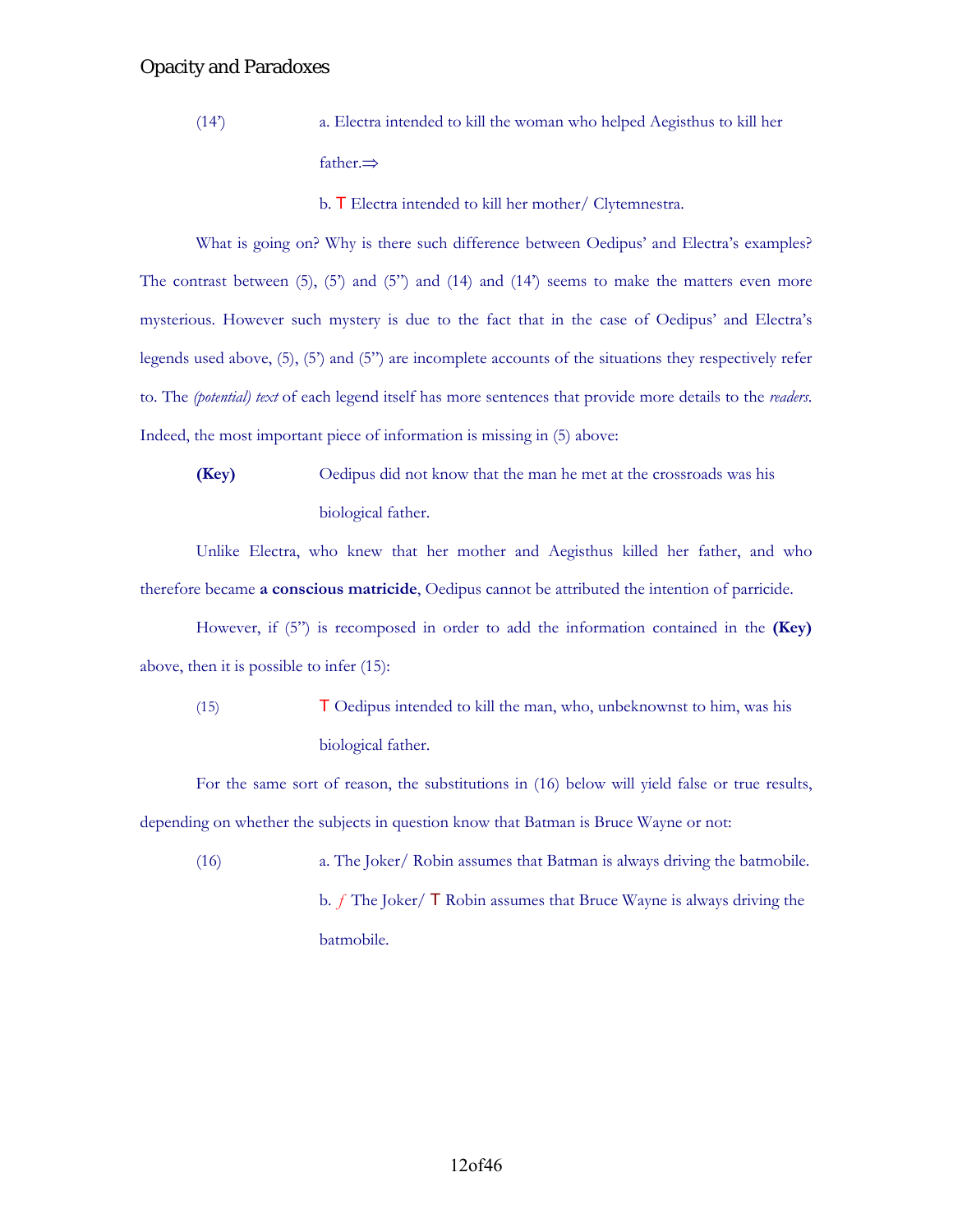(14') a. Electra intended to kill the woman who helped Aegisthus to kill her father.⇒

b. T Electra intended to kill her mother/ Clytemnestra.

What is going on? Why is there such difference between Oedipus' and Electra's examples? The contrast between (5), (5') and (5") and (14) and (14') seems to make the matters even more mysterious. However such mystery is due to the fact that in the case of Oedipus' and Electra's legends used above, (5), (5') and (5") are incomplete accounts of the situations they respectively refer to. The *(potential) text* of each legend itself has more sentences that provide more details to the *readers*. Indeed, the most important piece of information is missing in (5) above:

**(Key)** Oedipus did not know that the man he met at the crossroads was his biological father.

Unlike Electra, who knew that her mother and Aegisthus killed her father, and who therefore became **a conscious matricide**, Oedipus cannot be attributed the intention of parricide.

However, if (5") is recomposed in order to add the information contained in the **(Key)** above, then it is possible to infer (15):

(15) T Oedipus intended to kill the man, who, unbeknownst to him, was his biological father.

For the same sort of reason, the substitutions in (16) below will yield false or true results, depending on whether the subjects in question know that Batman is Bruce Wayne or not:

(16) a. The Joker/ Robin assumes that Batman is always driving the batmobile.

b. *f* The Joker/ T Robin assumes that Bruce Wayne is always driving the batmobile.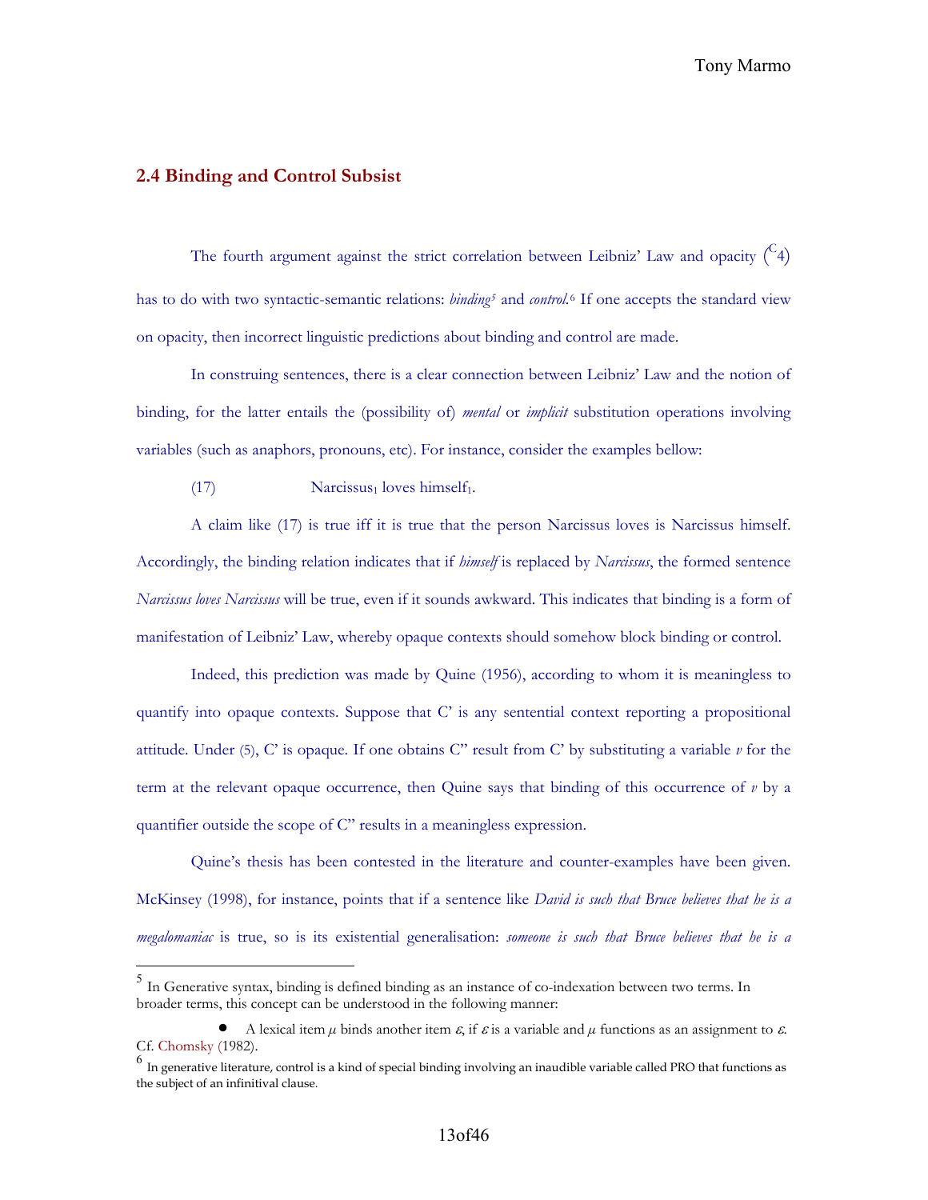## 2.4 Binding and Control Subsist

The fourth argument against the strict correlation between Leibniz' Law and opacity ($^{C}4$) has to do with two syntactic-semantic relations: *binding*[5] and *control*.[6] If one accepts the standard view on opacity, then incorrect linguistic predictions about binding and control are made.

In construing sentences, there is a clear connection between Leibniz' Law and the notion of binding, for the latter entails the (possibility of) *mental* or *implicit* substitution operations involving variables (such as anaphors, pronouns, etc). For instance, consider the examples bellow:

(17) Narcissus$_1$ loves himself$_1$.

A claim like (17) is true iff it is true that the person Narcissus loves is Narcissus himself. Accordingly, the binding relation indicates that if *himself* is replaced by *Narcissus*, the formed sentence *Narcissus loves Narcissus* will be true, even if it sounds awkward. This indicates that binding is a form of manifestation of Leibniz' Law, whereby opaque contexts should somehow block binding or control.

Indeed, this prediction was made by Quine (1956), according to whom it is meaningless to quantify into opaque contexts. Suppose that C' is any sentential context reporting a propositional attitude. Under (5), C' is opaque. If one obtains C" result from C' by substituting a variable *v* for the term at the relevant opaque occurrence, then Quine says that binding of this occurrence of *v* by a quantifier outside the scope of C" results in a meaningless expression.

Quine's thesis has been contested in the literature and counter-examples have been given. McKinsey (1998), for instance, points that if a sentence like *David is such that Bruce believes that he is a megalomaniac* is true, so is its existential generalisation: *someone is such that Bruce believes that he is a*

---

[5] In Generative syntax, binding is defined binding as an instance of co-indexation between two terms. In broader terms, this concept can be understood in the following manner:

- A lexical item $\mu$ binds another item $\varepsilon$, if $\varepsilon$ is a variable and $\mu$ functions as an assignment to $\varepsilon$. Cf. Chomsky (1982).

[6] In generative literature, control is a kind of special binding involving an inaudible variable called PRO that functions as the subject of an infinitival clause.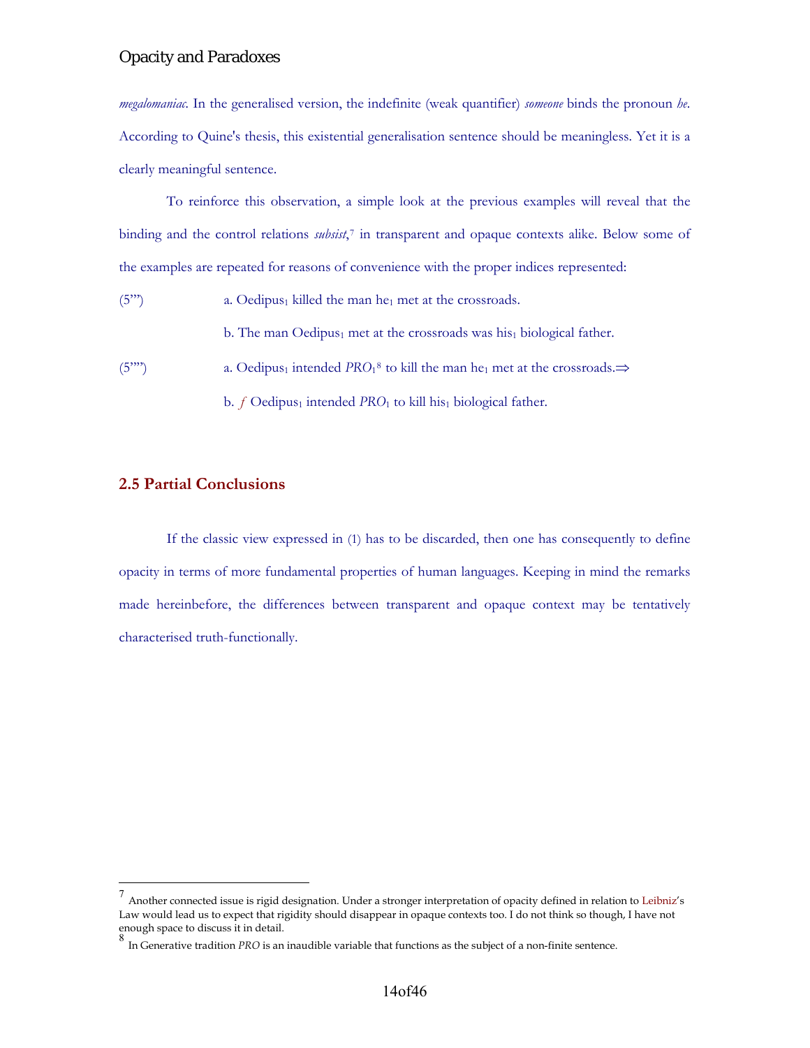*megalomaniac*. In the generalised version, the indefinite (weak quantifier) *someone* binds the pronoun *he*. According to Quine's thesis, this existential generalisation sentence should be meaningless. Yet it is a clearly meaningful sentence.

To reinforce this observation, a simple look at the previous examples will reveal that the binding and the control relations *subsist*,[7] in transparent and opaque contexts alike. Below some of the examples are repeated for reasons of convenience with the proper indices represented:

(5''') a. Oedipus$_1$ killed the man he$_1$ met at the crossroads.

b. The man Oedipus$_1$ met at the crossroads was his$_1$ biological father.

(5'''') a. Oedipus$_1$ intended *PRO*$_1$[8] to kill the man he$_1$ met at the crossroads.$\Rightarrow$

b. *f* Oedipus$_1$ intended *PRO*$_1$ to kill his$_1$ biological father.

## 2.5 Partial Conclusions

If the classic view expressed in (1) has to be discarded, then one has consequently to define opacity in terms of more fundamental properties of human languages. Keeping in mind the remarks made hereinbefore, the differences between transparent and opaque context may be tentatively characterised truth-functionally.

---

[7] Another connected issue is rigid designation. Under a stronger interpretation of opacity defined in relation to Leibniz's Law would lead us to expect that rigidity should disappear in opaque contexts too. I do not think so though, I have not enough space to discuss it in detail.

[8] In Generative tradition *PRO* is an inaudible variable that functions as the subject of a non-finite sentence.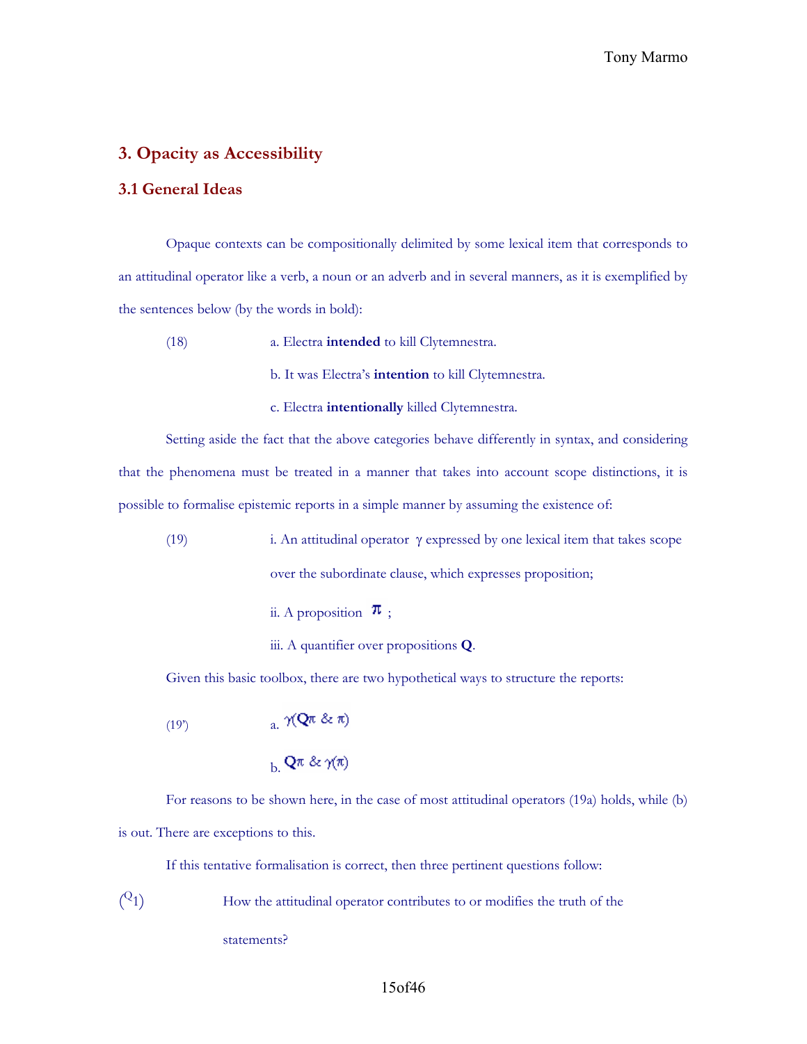## 3. Opacity as Accessibility

### 3.1 General Ideas

Opaque contexts can be compositionally delimited by some lexical item that corresponds to an attitudinal operator like a verb, a noun or an adverb and in several manners, as it is exemplified by the sentences below (by the words in bold):

(18) a. Electra **intended** to kill Clytemnestra.

b. It was Electra's **intention** to kill Clytemnestra.

c. Electra **intentionally** killed Clytemnestra.

Setting aside the fact that the above categories behave differently in syntax, and considering that the phenomena must be treated in a manner that takes into account scope distinctions, it is possible to formalise epistemic reports in a simple manner by assuming the existence of:

(19) i. An attitudinal operator $\gamma$ expressed by one lexical item that takes scope over the subordinate clause, which expresses proposition;

ii. A proposition $\pi$ ;

iii. A quantifier over propositions **Q**.

Given this basic toolbox, there are two hypothetical ways to structure the reports:

(19') a. $\gamma(\mathbf{Q}\pi \ \& \ \pi)$

b. $\mathbf{Q}\pi \ \& \ \gamma(\pi)$

For reasons to be shown here, in the case of most attitudinal operators (19a) holds, while (b) is out. There are exceptions to this.

If this tentative formalisation is correct, then three pertinent questions follow:

($Q_1$) How the attitudinal operator contributes to or modifies the truth of the statements?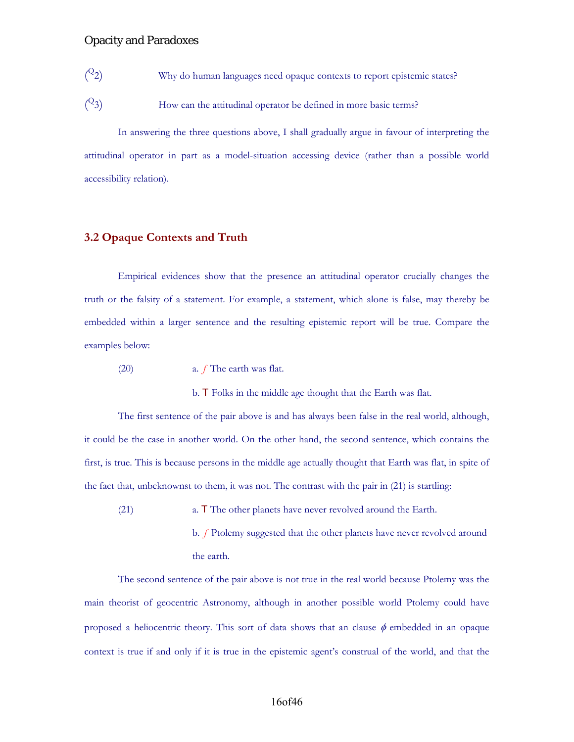($^{Q}$2) Why do human languages need opaque contexts to report epistemic states?

($^{Q}$3) How can the attitudinal operator be defined in more basic terms?

In answering the three questions above, I shall gradually argue in favour of interpreting the attitudinal operator in part as a model-situation accessing device (rather than a possible world accessibility relation).

## 3.2 Opaque Contexts and Truth

Empirical evidences show that the presence an attitudinal operator crucially changes the truth or the falsity of a statement. For example, a statement, which alone is false, may thereby be embedded within a larger sentence and the resulting epistemic report will be true. Compare the examples below:

(20) a. *f* The earth was flat.

b. T Folks in the middle age thought that the Earth was flat.

The first sentence of the pair above is and has always been false in the real world, although, it could be the case in another world. On the other hand, the second sentence, which contains the first, is true. This is because persons in the middle age actually thought that Earth was flat, in spite of the fact that, unbeknownst to them, it was not. The contrast with the pair in (21) is startling:

(21) a. T The other planets have never revolved around the Earth.

b. *f* Ptolemy suggested that the other planets have never revolved around the earth.

The second sentence of the pair above is not true in the real world because Ptolemy was the main theorist of geocentric Astronomy, although in another possible world Ptolemy could have proposed a heliocentric theory. This sort of data shows that an clause $\phi$ embedded in an opaque context is true if and only if it is true in the epistemic agent's construal of the world, and that the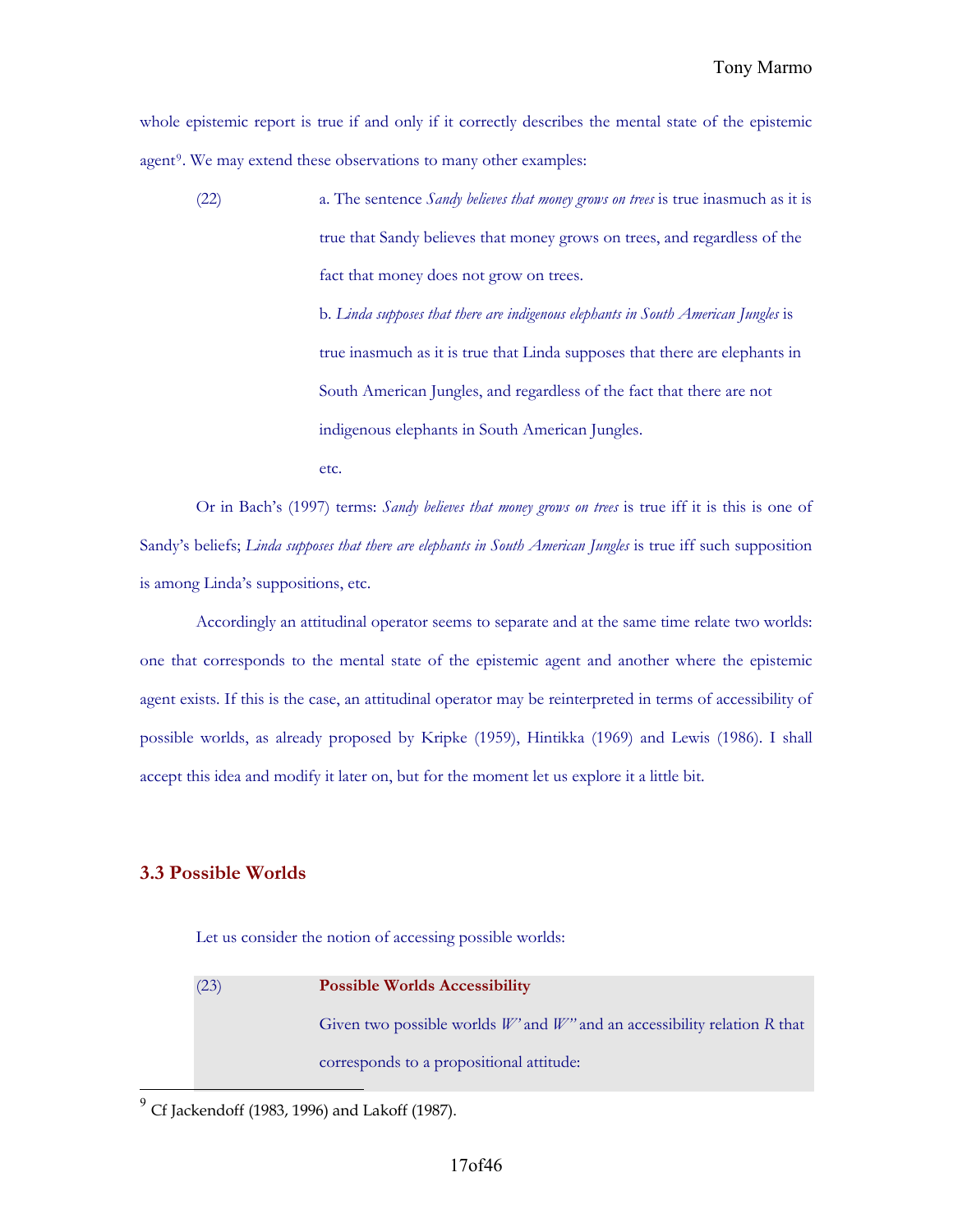whole epistemic report is true if and only if it correctly describes the mental state of the epistemic agent[9]. We may extend these observations to many other examples:

(22) a. The sentence *Sandy believes that money grows on trees* is true inasmuch as it is true that Sandy believes that money grows on trees, and regardless of the fact that money does not grow on trees.

b. *Linda supposes that there are indigenous elephants in South American Jungles* is true inasmuch as it is true that Linda supposes that there are elephants in South American Jungles, and regardless of the fact that there are not indigenous elephants in South American Jungles.

etc.

Or in Bach's (1997) terms: *Sandy believes that money grows on trees* is true iff it is this is one of Sandy's beliefs; *Linda supposes that there are elephants in South American Jungles* is true iff such supposition is among Linda's suppositions, etc.

Accordingly an attitudinal operator seems to separate and at the same time relate two worlds: one that corresponds to the mental state of the epistemic agent and another where the epistemic agent exists. If this is the case, an attitudinal operator may be reinterpreted in terms of accessibility of possible worlds, as already proposed by Kripke (1959), Hintikka (1969) and Lewis (1986). I shall accept this idea and modify it later on, but for the moment let us explore it a little bit.

## 3.3 Possible Worlds

Let us consider the notion of accessing possible worlds:

(23) **Possible Worlds Accessibility**

Given two possible worlds *W'* and *W''* and an accessibility relation *R* that corresponds to a propositional attitude:

[9] Cf Jackendoff (1983, 1996) and Lakoff (1987).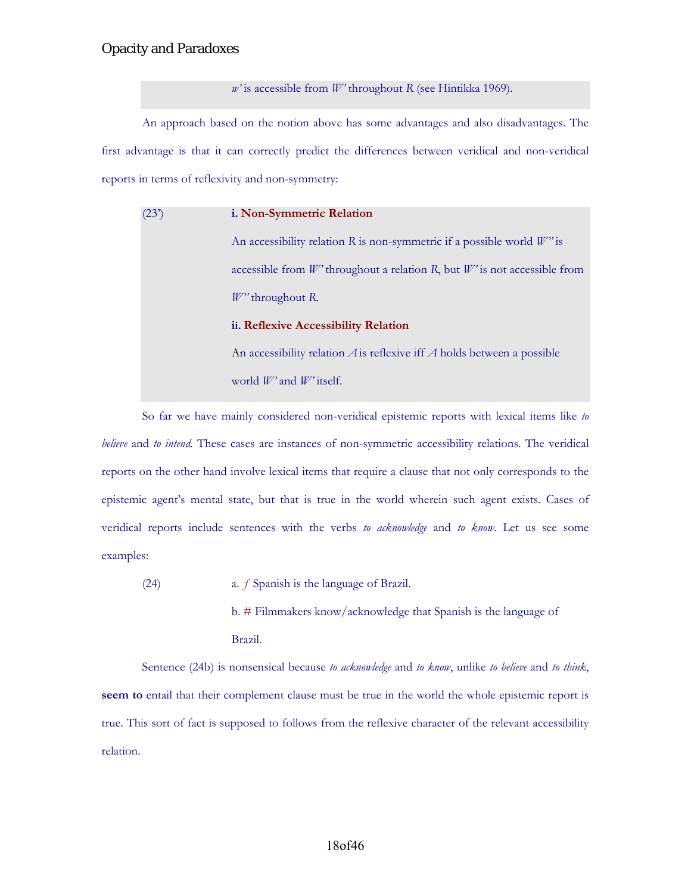*w'* is accessible from *W''* throughout *R* (see Hintikka 1969).

An approach based on the notion above has some advantages and also disadvantages. The first advantage is that it can correctly predict the differences between veridical and non-veridical reports in terms of reflexivity and non-symmetry:

(23') **i. Non-Symmetric Relation**

An accessibility relation *R* is non-symmetric if a possible world *W''* is accessible from *W'* throughout a relation *R*, but *W'* is not accessible from *W''* throughout *R*.

**ii. Reflexive Accessibility Relation**

An accessibility relation *A* is reflexive iff *A* holds between a possible world *W'* and *W'* itself.

So far we have mainly considered non-veridical epistemic reports with lexical items like *to believe* and *to intend*. These cases are instances of non-symmetric accessibility relations. The veridical reports on the other hand involve lexical items that require a clause that not only corresponds to the epistemic agent's mental state, but that is true in the world wherein such agent exists. Cases of veridical reports include sentences with the verbs *to acknowledge* and *to know*. Let us see some examples:

(24) a. *f* Spanish is the language of Brazil.

b. # Filmmakers know/acknowledge that Spanish is the language of Brazil.

Sentence (24b) is nonsensical because *to acknowledge* and *to know*, unlike *to believe* and *to think*, **seem to** entail that their complement clause must be true in the world the whole epistemic report is true. This sort of fact is supposed to follows from the reflexive character of the relevant accessibility relation.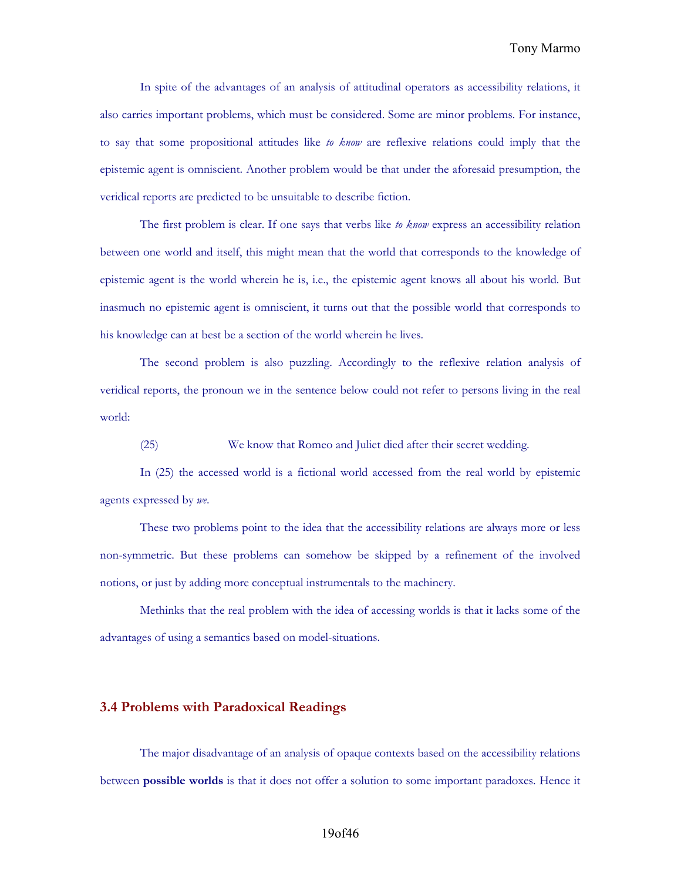In spite of the advantages of an analysis of attitudinal operators as accessibility relations, it also carries important problems, which must be considered. Some are minor problems. For instance, to say that some propositional attitudes like *to know* are reflexive relations could imply that the epistemic agent is omniscient. Another problem would be that under the aforesaid presumption, the veridical reports are predicted to be unsuitable to describe fiction.

The first problem is clear. If one says that verbs like *to know* express an accessibility relation between one world and itself, this might mean that the world that corresponds to the knowledge of epistemic agent is the world wherein he is, i.e., the epistemic agent knows all about his world. But inasmuch no epistemic agent is omniscient, it turns out that the possible world that corresponds to his knowledge can at best be a section of the world wherein he lives.

The second problem is also puzzling. Accordingly to the reflexive relation analysis of veridical reports, the pronoun we in the sentence below could not refer to persons living in the real world:

(25) We know that Romeo and Juliet died after their secret wedding.

In (25) the accessed world is a fictional world accessed from the real world by epistemic agents expressed by *we*.

These two problems point to the idea that the accessibility relations are always more or less non-symmetric. But these problems can somehow be skipped by a refinement of the involved notions, or just by adding more conceptual instrumentals to the machinery.

Methinks that the real problem with the idea of accessing worlds is that it lacks some of the advantages of using a semantics based on model-situations.

### 3.4 Problems with Paradoxical Readings

The major disadvantage of an analysis of opaque contexts based on the accessibility relations between **possible worlds** is that it does not offer a solution to some important paradoxes. Hence it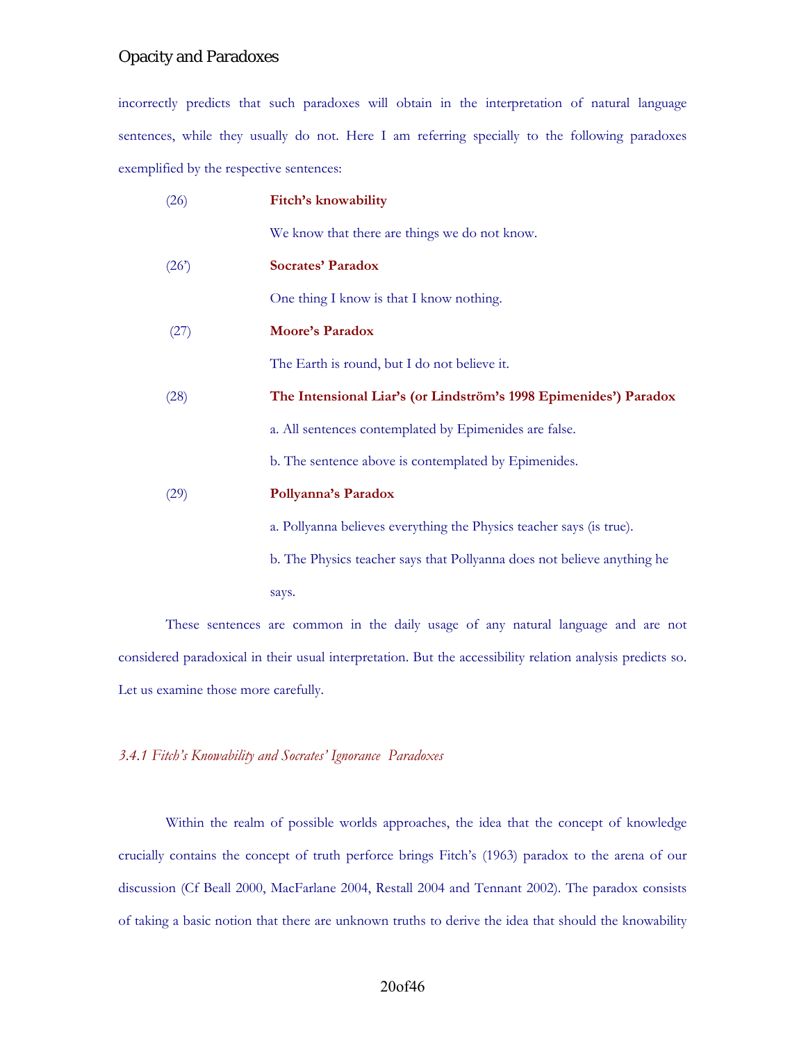incorrectly predicts that such paradoxes will obtain in the interpretation of natural language sentences, while they usually do not. Here I am referring specially to the following paradoxes exemplified by the respective sentences:

(26) **Fitch's knowability**

We know that there are things we do not know.

(26') **Socrates' Paradox**

One thing I know is that I know nothing.

(27) **Moore's Paradox**

The Earth is round, but I do not believe it.

(28) **The Intensional Liar's (or Lindström's 1998 Epimenides') Paradox**

a. All sentences contemplated by Epimenides are false.

b. The sentence above is contemplated by Epimenides.

(29) **Pollyanna's Paradox**

a. Pollyanna believes everything the Physics teacher says (is true).

b. The Physics teacher says that Pollyanna does not believe anything he says.

These sentences are common in the daily usage of any natural language and are not considered paradoxical in their usual interpretation. But the accessibility relation analysis predicts so. Let us examine those more carefully.

### *3.4.1 Fitch's Knowability and Socrates' Ignorance Paradoxes*

Within the realm of possible worlds approaches, the idea that the concept of knowledge crucially contains the concept of truth perforce brings Fitch's (1963) paradox to the arena of our discussion (Cf Beall 2000, MacFarlane 2004, Restall 2004 and Tennant 2002). The paradox consists of taking a basic notion that there are unknown truths to derive the idea that should the knowability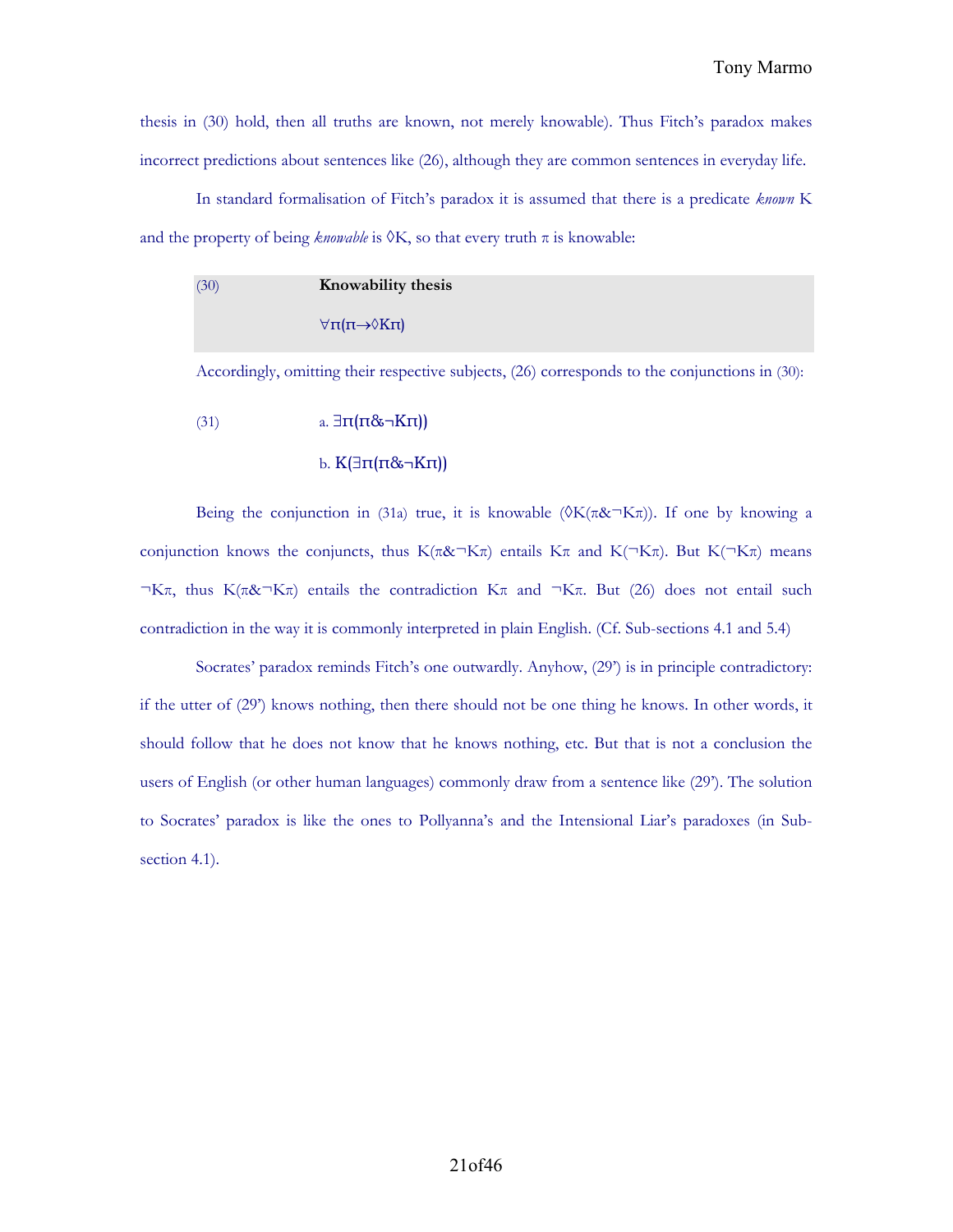thesis in (30) hold, then all truths are known, not merely knowable). Thus Fitch's paradox makes incorrect predictions about sentences like (26), although they are common sentences in everyday life.

In standard formalisation of Fitch's paradox it is assumed that there is a predicate *known* K and the property of being *knowable* is $\Diamond K$, so that every truth $\pi$ is knowable:

| (30) | **Knowability thesis** |
|---|---|
| | $\forall\pi(\pi\rightarrow\Diamond K\pi)$ |

Accordingly, omitting their respective subjects, (26) corresponds to the conjunctions in (30):

(31) a. $\exists\pi(\pi\&\neg K\pi)$

b. $K(\exists\pi(\pi\&\neg K\pi))$

Being the conjunction in (31a) true, it is knowable ($\Diamond K(\pi\&\neg K\pi)$). If one by knowing a conjunction knows the conjuncts, thus $K(\pi\&\neg K\pi)$ entails $K\pi$ and $K(\neg K\pi)$. But $K(\neg K\pi)$ means $\neg K\pi$, thus $K(\pi\&\neg K\pi)$ entails the contradiction $K\pi$ and $\neg K\pi$. But (26) does not entail such contradiction in the way it is commonly interpreted in plain English. (Cf. Sub-sections 4.1 and 5.4)

Socrates' paradox reminds Fitch's one outwardly. Anyhow, (29') is in principle contradictory: if the utter of (29') knows nothing, then there should not be one thing he knows. In other words, it should follow that he does not know that he knows nothing, etc. But that is not a conclusion the users of English (or other human languages) commonly draw from a sentence like (29'). The solution to Socrates' paradox is like the ones to Pollyanna's and the Intensional Liar's paradoxes (in Sub-section 4.1).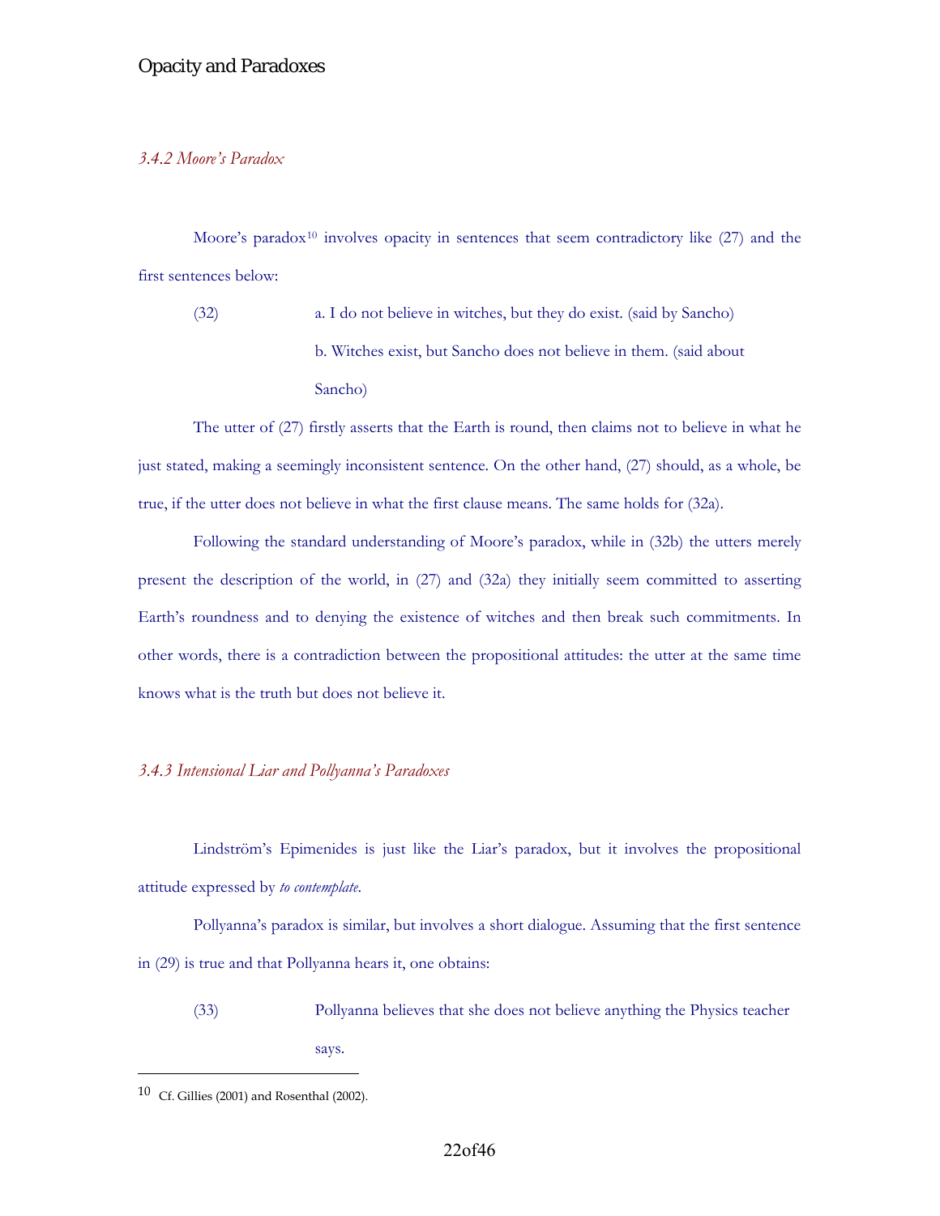### *3.4.2 Moore's Paradox*

Moore's paradox[10] involves opacity in sentences that seem contradictory like (27) and the first sentences below:

(32) a. I do not believe in witches, but they do exist. (said by Sancho)

b. Witches exist, but Sancho does not believe in them. (said about Sancho)

The utter of (27) firstly asserts that the Earth is round, then claims not to believe in what he just stated, making a seemingly inconsistent sentence. On the other hand, (27) should, as a whole, be true, if the utter does not believe in what the first clause means. The same holds for (32a).

Following the standard understanding of Moore's paradox, while in (32b) the utters merely present the description of the world, in (27) and (32a) they initially seem committed to asserting Earth's roundness and to denying the existence of witches and then break such commitments. In other words, there is a contradiction between the propositional attitudes: the utter at the same time knows what is the truth but does not believe it.

### *3.4.3 Intensional Liar and Pollyanna's Paradoxes*

Lindström's Epimenides is just like the Liar's paradox, but it involves the propositional attitude expressed by *to contemplate*.

Pollyanna's paradox is similar, but involves a short dialogue. Assuming that the first sentence in (29) is true and that Pollyanna hears it, one obtains:

(33) Pollyanna believes that she does not believe anything the Physics teacher says.

---

[10] Cf. Gillies (2001) and Rosenthal (2002).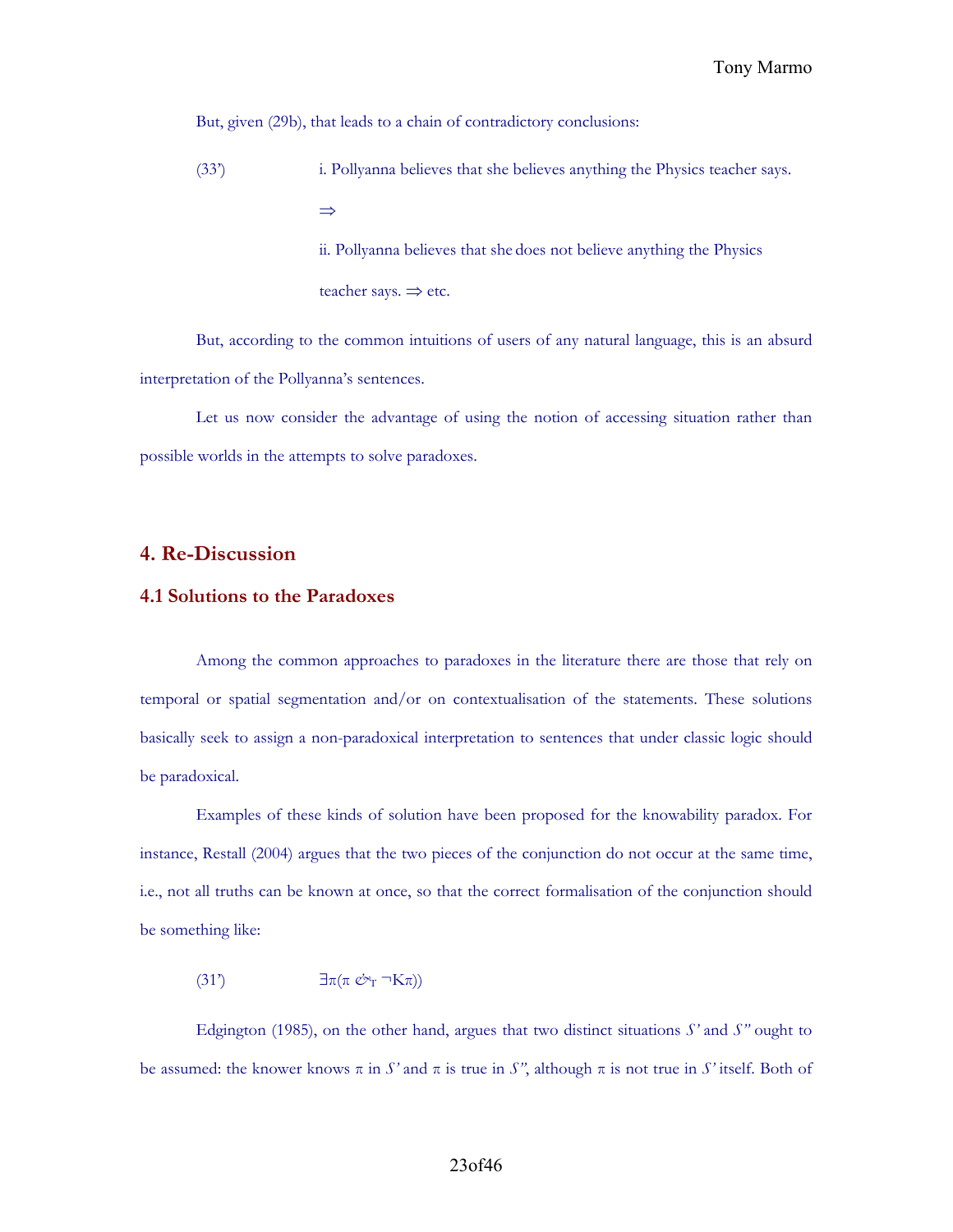But, given (29b), that leads to a chain of contradictory conclusions:

(33') i. Pollyanna believes that she believes anything the Physics teacher says.

$\Rightarrow$

ii. Pollyanna believes that she does not believe anything the Physics teacher says. $\Rightarrow$ etc.

But, according to the common intuitions of users of any natural language, this is an absurd interpretation of the Pollyanna's sentences.

Let us now consider the advantage of using the notion of accessing situation rather than possible worlds in the attempts to solve paradoxes.

## 4. Re-Discussion

### 4.1 Solutions to the Paradoxes

Among the common approaches to paradoxes in the literature there are those that rely on temporal or spatial segmentation and/or on contextualisation of the statements. These solutions basically seek to assign a non-paradoxical interpretation to sentences that under classic logic should be paradoxical.

Examples of these kinds of solution have been proposed for the knowability paradox. For instance, Restall (2004) argues that the two pieces of the conjunction do not occur at the same time, i.e., not all truths can be known at once, so that the correct formalisation of the conjunction should be something like:

(31') $\exists\pi(\pi \,\&_T\, \neg K\pi))$

Edgington (1985), on the other hand, argues that two distinct situations *S'* and *S"* ought to be assumed: the knower knows $\pi$ in *S'* and $\pi$ is true in *S"*, although $\pi$ is not true in *S'* itself. Both of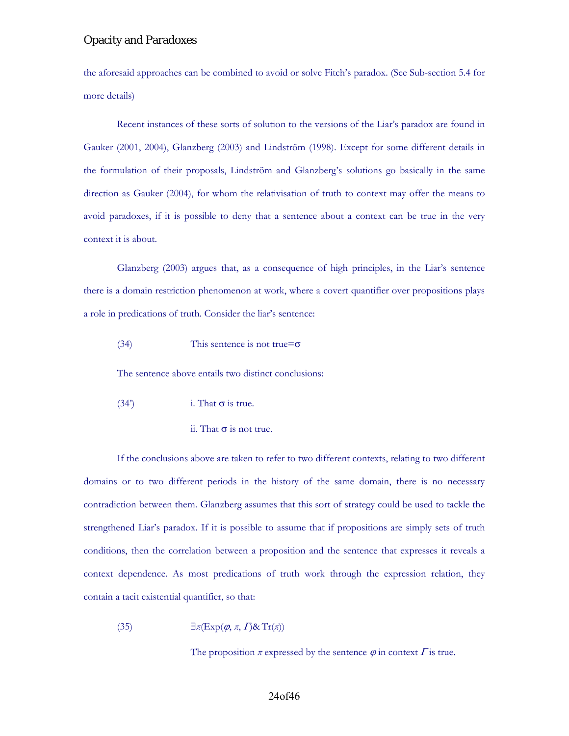the aforesaid approaches can be combined to avoid or solve Fitch's paradox. (See Sub-section 5.4 for more details)

Recent instances of these sorts of solution to the versions of the Liar's paradox are found in Gauker (2001, 2004), Glanzberg (2003) and Lindström (1998). Except for some different details in the formulation of their proposals, Lindström and Glanzberg's solutions go basically in the same direction as Gauker (2004), for whom the relativisation of truth to context may offer the means to avoid paradoxes, if it is possible to deny that a sentence about a context can be true in the very context it is about.

Glanzberg (2003) argues that, as a consequence of high principles, in the Liar's sentence there is a domain restriction phenomenon at work, where a covert quantifier over propositions plays a role in predications of truth. Consider the liar's sentence:

(34) This sentence is not true=$\sigma$

The sentence above entails two distinct conclusions:

(34') i. That $\sigma$ is true.

ii. That $\sigma$ is not true.

If the conclusions above are taken to refer to two different contexts, relating to two different domains or to two different periods in the history of the same domain, there is no necessary contradiction between them. Glanzberg assumes that this sort of strategy could be used to tackle the strengthened Liar's paradox. If it is possible to assume that if propositions are simply sets of truth conditions, then the correlation between a proposition and the sentence that expresses it reveals a context dependence. As most predications of truth work through the expression relation, they contain a tacit existential quantifier, so that:

(35) $\exists\pi(\mathrm{Exp}(\varphi, \pi, \Gamma)\,\&\,\mathrm{Tr}(\pi))$

The proposition $\pi$ expressed by the sentence $\varphi$ in context $\Gamma$ is true.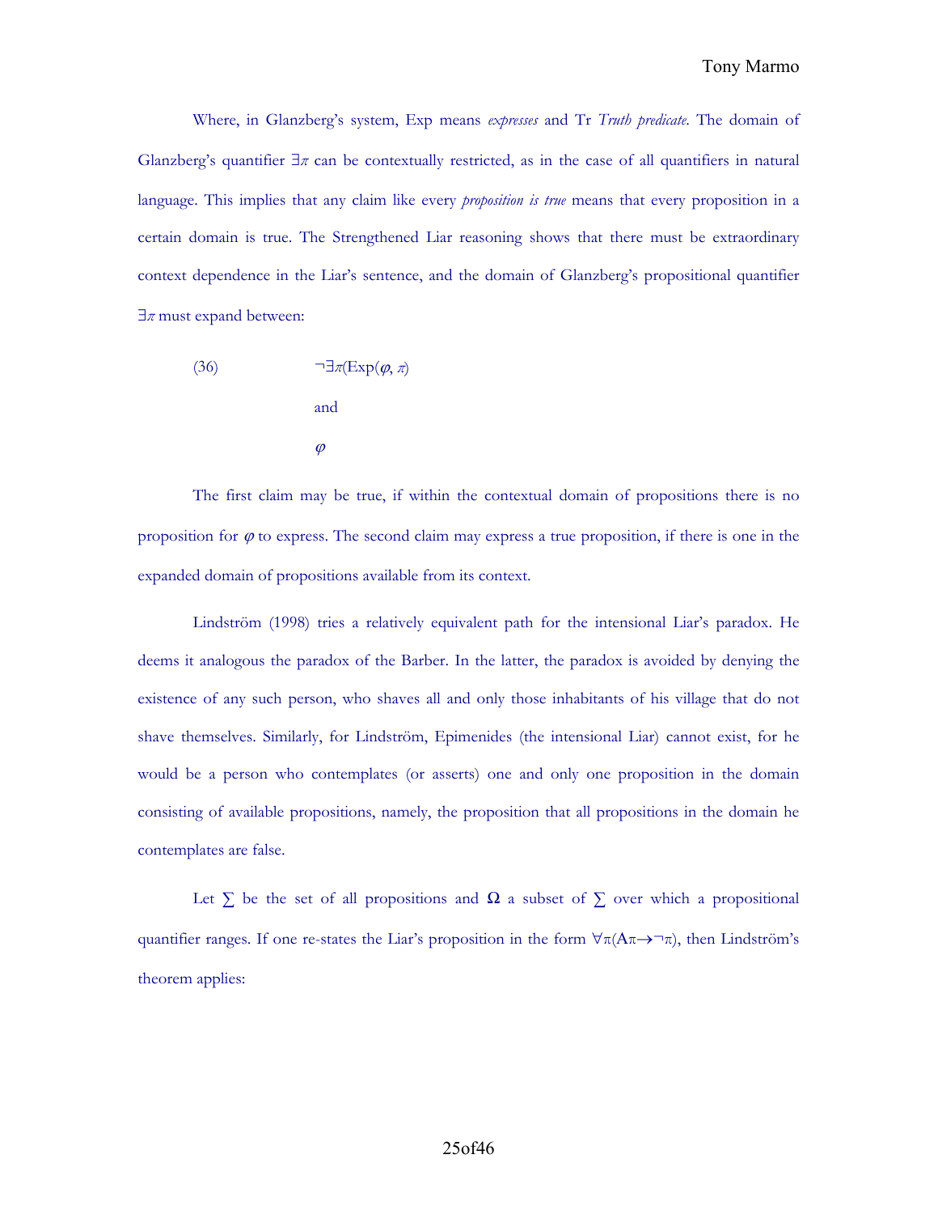Where, in Glanzberg's system, Exp means *expresses* and Tr *Truth predicate*. The domain of Glanzberg's quantifier $\exists\pi$ can be contextually restricted, as in the case of all quantifiers in natural language. This implies that any claim like every *proposition is true* means that every proposition in a certain domain is true. The Strengthened Liar reasoning shows that there must be extraordinary context dependence in the Liar's sentence, and the domain of Glanzberg's propositional quantifier $\exists\pi$ must expand between:

(36) $\neg\exists\pi(\text{Exp}(\varphi, \pi)$

and

$\varphi$

The first claim may be true, if within the contextual domain of propositions there is no proposition for $\varphi$ to express. The second claim may express a true proposition, if there is one in the expanded domain of propositions available from its context.

Lindström (1998) tries a relatively equivalent path for the intensional Liar's paradox. He deems it analogous the paradox of the Barber. In the latter, the paradox is avoided by denying the existence of any such person, who shaves all and only those inhabitants of his village that do not shave themselves. Similarly, for Lindström, Epimenides (the intensional Liar) cannot exist, for he would be a person who contemplates (or asserts) one and only one proposition in the domain consisting of available propositions, namely, the proposition that all propositions in the domain he contemplates are false.

Let $\sum$ be the set of all propositions and $\mathbf{\Omega}$ a subset of $\sum$ over which a propositional quantifier ranges. If one re-states the Liar's proposition in the form $\forall\pi(A\pi\rightarrow\neg\pi)$, then Lindström's theorem applies: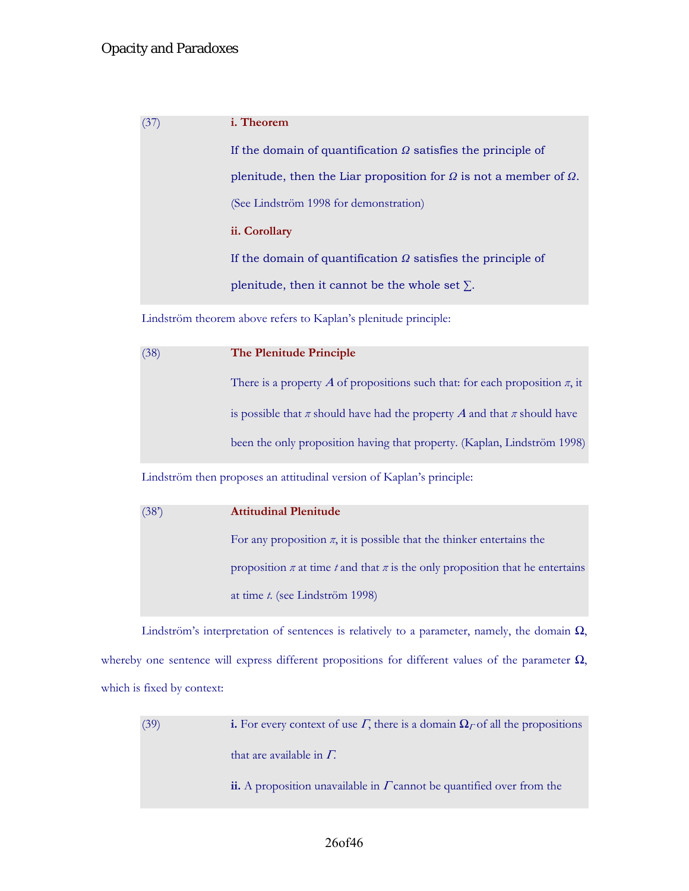(37) **i. Theorem**

If the domain of quantification $\Omega$ satisfies the principle of plenitude, then the Liar proposition for $\Omega$ is not a member of $\Omega$. (See Lindström 1998 for demonstration)

**ii. Corollary**

If the domain of quantification $\Omega$ satisfies the principle of plenitude, then it cannot be the whole set $\sum$.

Lindström theorem above refers to Kaplan's plenitude principle:

(38) **The Plenitude Principle**

There is a property $A$ of propositions such that: for each proposition $\pi$, it is possible that $\pi$ should have had the property $A$ and that $\pi$ should have been the only proposition having that property. (Kaplan, Lindström 1998)

Lindström then proposes an attitudinal version of Kaplan's principle:

(38') **Attitudinal Plenitude**

For any proposition $\pi$, it is possible that the thinker entertains the proposition $\pi$ at time $t$ and that $\pi$ is the only proposition that he entertains at time $t$. (see Lindström 1998)

Lindström's interpretation of sentences is relatively to a parameter, namely, the domain $\mathbf{\Omega}$, whereby one sentence will express different propositions for different values of the parameter $\mathbf{\Omega}$, which is fixed by context:

(39) **i.** For every context of use $\Gamma$, there is a domain $\mathbf{\Omega}_{\Gamma}$ of all the propositions that are available in $\Gamma$.

**ii.** A proposition unavailable in $\Gamma$ cannot be quantified over from the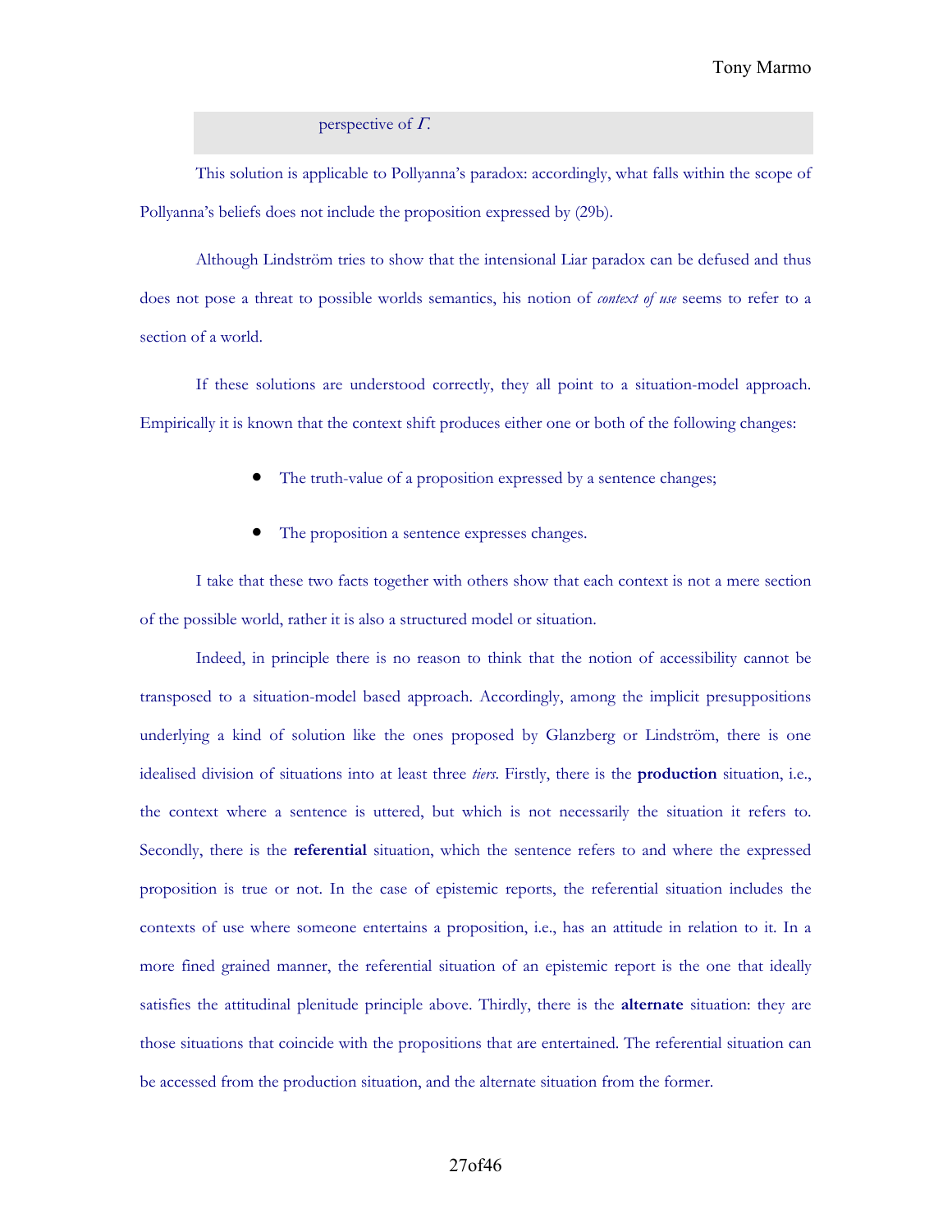perspective of $\Gamma$.

This solution is applicable to Pollyanna's paradox: accordingly, what falls within the scope of Pollyanna's beliefs does not include the proposition expressed by (29b).

Although Lindström tries to show that the intensional Liar paradox can be defused and thus does not pose a threat to possible worlds semantics, his notion of *context of use* seems to refer to a section of a world.

If these solutions are understood correctly, they all point to a situation-model approach. Empirically it is known that the context shift produces either one or both of the following changes:

- The truth-value of a proposition expressed by a sentence changes;
- The proposition a sentence expresses changes.

I take that these two facts together with others show that each context is not a mere section of the possible world, rather it is also a structured model or situation.

Indeed, in principle there is no reason to think that the notion of accessibility cannot be transposed to a situation-model based approach. Accordingly, among the implicit presuppositions underlying a kind of solution like the ones proposed by Glanzberg or Lindström, there is one idealised division of situations into at least three *tiers*. Firstly, there is the **production** situation, i.e., the context where a sentence is uttered, but which is not necessarily the situation it refers to. Secondly, there is the **referential** situation, which the sentence refers to and where the expressed proposition is true or not. In the case of epistemic reports, the referential situation includes the contexts of use where someone entertains a proposition, i.e., has an attitude in relation to it. In a more fined grained manner, the referential situation of an epistemic report is the one that ideally satisfies the attitudinal plenitude principle above. Thirdly, there is the **alternate** situation: they are those situations that coincide with the propositions that are entertained. The referential situation can be accessed from the production situation, and the alternate situation from the former.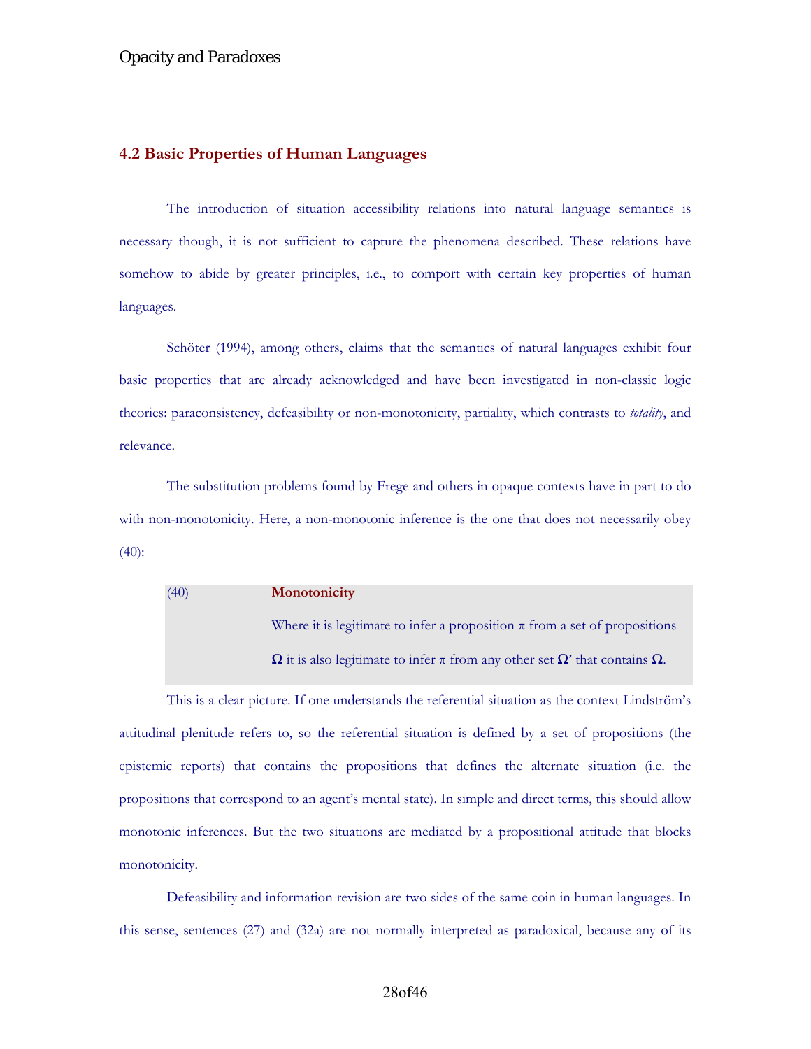## 4.2 Basic Properties of Human Languages

The introduction of situation accessibility relations into natural language semantics is necessary though, it is not sufficient to capture the phenomena described. These relations have somehow to abide by greater principles, i.e., to comport with certain key properties of human languages.

Schöter (1994), among others, claims that the semantics of natural languages exhibit four basic properties that are already acknowledged and have been investigated in non-classic logic theories: paraconsistency, defeasibility or non-monotonicity, partiality, which contrasts to *totality*, and relevance.

The substitution problems found by Frege and others in opaque contexts have in part to do with non-monotonicity. Here, a non-monotonic inference is the one that does not necessarily obey (40):

> (40) **Monotonicity**
>
> Where it is legitimate to infer a proposition $\pi$ from a set of propositions $\mathbf{\Omega}$ it is also legitimate to infer $\pi$ from any other set $\mathbf{\Omega}$' that contains $\mathbf{\Omega}$.

This is a clear picture. If one understands the referential situation as the context Lindström's attitudinal plenitude refers to, so the referential situation is defined by a set of propositions (the epistemic reports) that contains the propositions that defines the alternate situation (i.e. the propositions that correspond to an agent's mental state). In simple and direct terms, this should allow monotonic inferences. But the two situations are mediated by a propositional attitude that blocks monotonicity.

Defeasibility and information revision are two sides of the same coin in human languages. In this sense, sentences (27) and (32a) are not normally interpreted as paradoxical, because any of its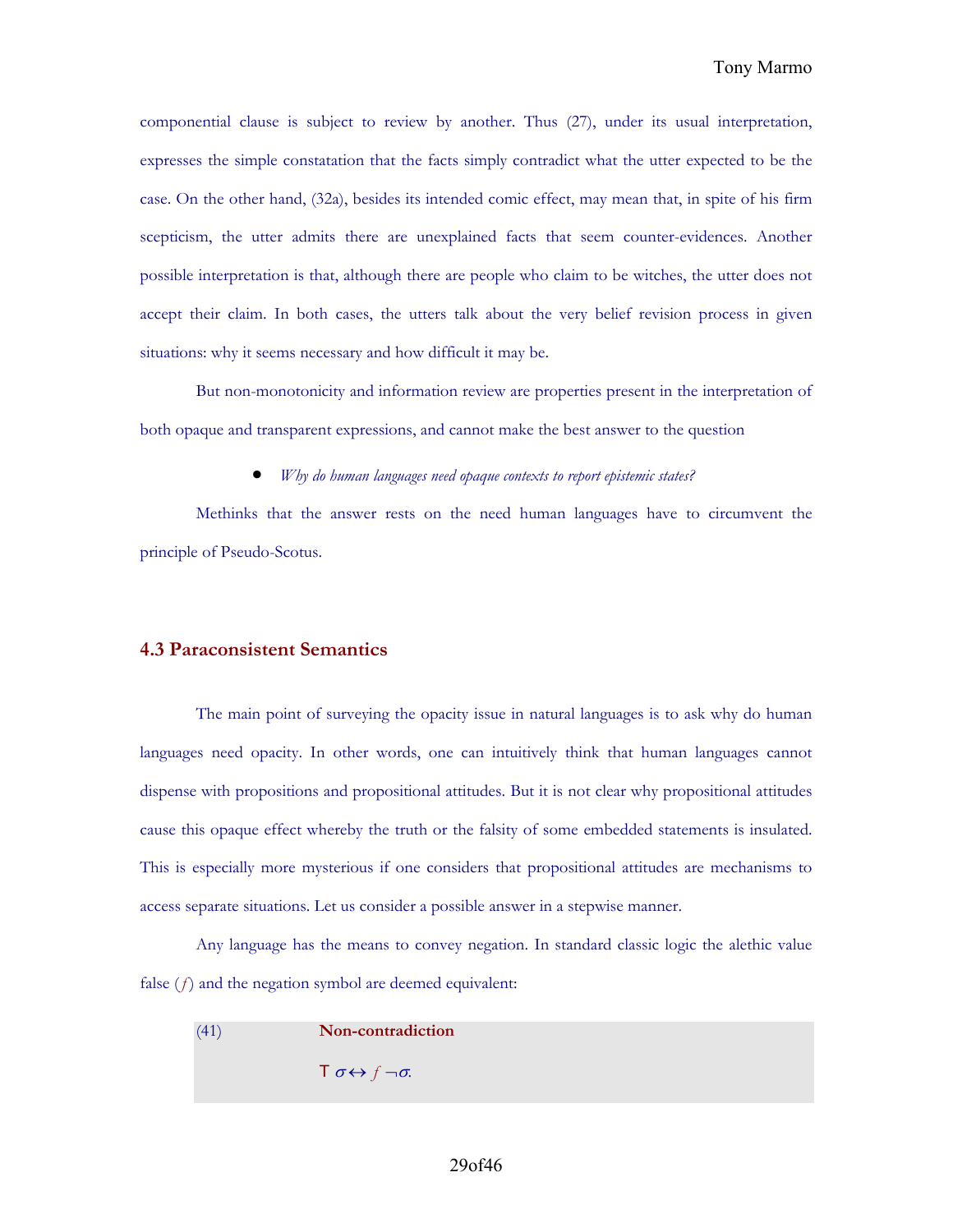componential clause is subject to review by another. Thus (27), under its usual interpretation, expresses the simple constatation that the facts simply contradict what the utter expected to be the case. On the other hand, (32a), besides its intended comic effect, may mean that, in spite of his firm scepticism, the utter admits there are unexplained facts that seem counter-evidences. Another possible interpretation is that, although there are people who claim to be witches, the utter does not accept their claim. In both cases, the utters talk about the very belief revision process in given situations: why it seems necessary and how difficult it may be.

But non-monotonicity and information review are properties present in the interpretation of both opaque and transparent expressions, and cannot make the best answer to the question

- *Why do human languages need opaque contexts to report epistemic states?*

Methinks that the answer rests on the need human languages have to circumvent the principle of Pseudo-Scotus.

## 4.3 Paraconsistent Semantics

The main point of surveying the opacity issue in natural languages is to ask why do human languages need opacity. In other words, one can intuitively think that human languages cannot dispense with propositions and propositional attitudes. But it is not clear why propositional attitudes cause this opaque effect whereby the truth or the falsity of some embedded statements is insulated. This is especially more mysterious if one considers that propositional attitudes are mechanisms to access separate situations. Let us consider a possible answer in a stepwise manner.

Any language has the means to convey negation. In standard classic logic the alethic value false ($f$) and the negation symbol are deemed equivalent:

(41) **Non-contradiction**

$$\mathsf{T}\, \sigma \leftrightarrow f\, \neg\sigma.$$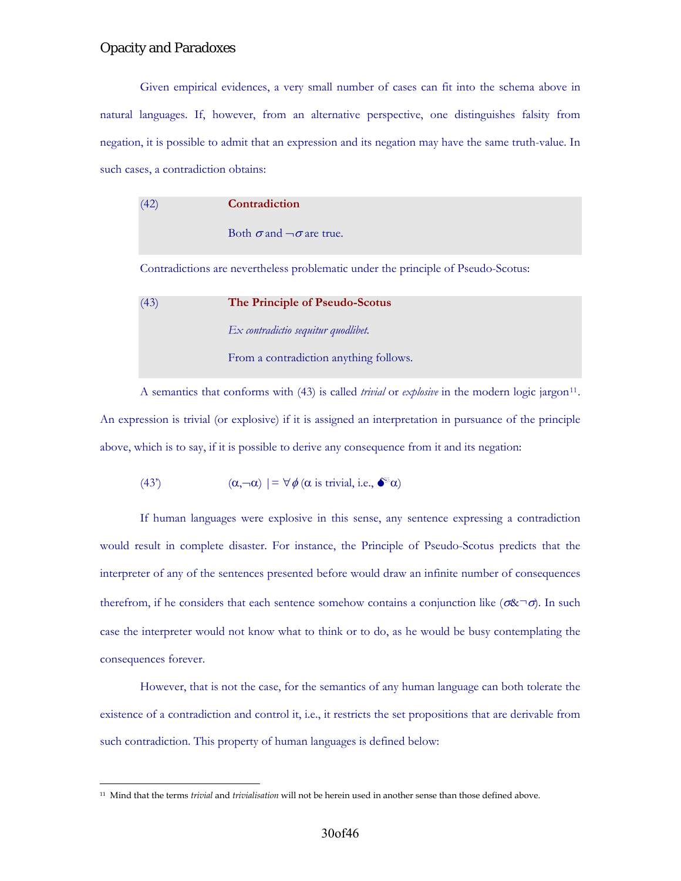Given empirical evidences, a very small number of cases can fit into the schema above in natural languages. If, however, from an alternative perspective, one distinguishes falsity from negation, it is possible to admit that an expression and its negation may have the same truth-value. In such cases, a contradiction obtains:

> (42) **Contradiction**
>
> Both $\sigma$ and $\neg\sigma$ are true.

Contradictions are nevertheless problematic under the principle of Pseudo-Scotus:

> (43) **The Principle of Pseudo-Scotus**
>
> *Ex contradictio sequitur quodlibet.*
>
> From a contradiction anything follows.

A semantics that conforms with (43) is called *trivial* or *explosive* in the modern logic jargon[11]. An expression is trivial (or explosive) if it is assigned an interpretation in pursuance of the principle above, which is to say, if it is possible to derive any consequence from it and its negation:

(43') $(\alpha,\neg\alpha) \models \forall\phi$ ($\alpha$ is trivial, i.e., 💣$\alpha$)

If human languages were explosive in this sense, any sentence expressing a contradiction would result in complete disaster. For instance, the Principle of Pseudo-Scotus predicts that the interpreter of any of the sentences presented before would draw an infinite number of consequences therefrom, if he considers that each sentence somehow contains a conjunction like ($\sigma\&\neg\sigma$). In such case the interpreter would not know what to think or to do, as he would be busy contemplating the consequences forever.

However, that is not the case, for the semantics of any human language can both tolerate the existence of a contradiction and control it, i.e., it restricts the set propositions that are derivable from such contradiction. This property of human languages is defined below:

[11] Mind that the terms *trivial* and *trivialisation* will not be herein used in another sense than those defined above.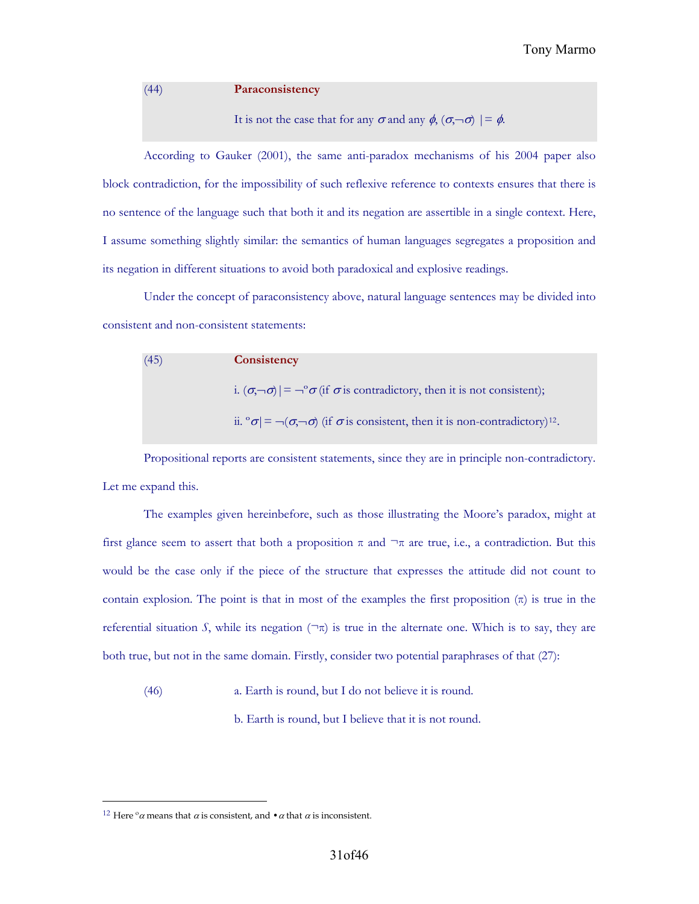(44) **Paraconsistency**

It is not the case that for any $\sigma$ and any $\phi$, $(\sigma,\neg\sigma) \models \phi$.

According to Gauker (2001), the same anti-paradox mechanisms of his 2004 paper also block contradiction, for the impossibility of such reflexive reference to contexts ensures that there is no sentence of the language such that both it and its negation are assertible in a single context. Here, I assume something slightly similar: the semantics of human languages segregates a proposition and its negation in different situations to avoid both paradoxical and explosive readings.

Under the concept of paraconsistency above, natural language sentences may be divided into consistent and non-consistent statements:

(45) **Consistency**

i. $(\sigma,\neg\sigma) \models \neg{}^{\circ}\sigma$ (if $\sigma$ is contradictory, then it is not consistent);

ii. ${}^{\circ}\sigma \models \neg(\sigma,\neg\sigma)$ (if $\sigma$ is consistent, then it is non-contradictory)[12].

Propositional reports are consistent statements, since they are in principle non-contradictory. Let me expand this.

The examples given hereinbefore, such as those illustrating the Moore's paradox, might at first glance seem to assert that both a proposition $\pi$ and $\neg\pi$ are true, i.e., a contradiction. But this would be the case only if the piece of the structure that expresses the attitude did not count to contain explosion. The point is that in most of the examples the first proposition ($\pi$) is true in the referential situation *S*, while its negation ($\neg\pi$) is true in the alternate one. Which is to say, they are both true, but not in the same domain. Firstly, consider two potential paraphrases of that (27):

(46) a. Earth is round, but I do not believe it is round.

b. Earth is round, but I believe that it is not round.

---

[12] Here ${}^{\circ}\alpha$ means that $\alpha$ is consistent, and $\bullet\alpha$ that $\alpha$ is inconsistent.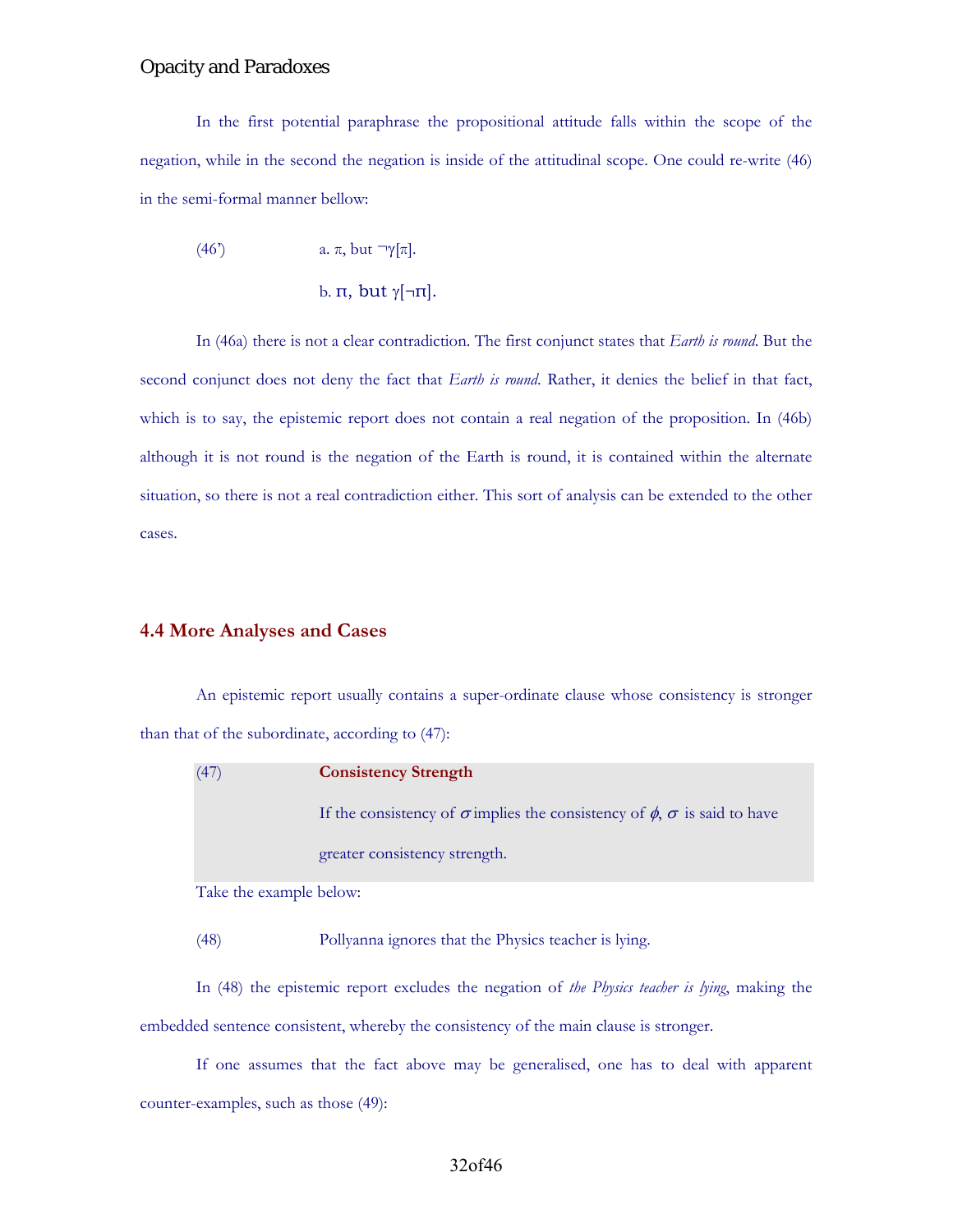In the first potential paraphrase the propositional attitude falls within the scope of the negation, while in the second the negation is inside of the attitudinal scope. One could re-write (46) in the semi-formal manner bellow:

(46') a. $\pi$, but $\neg\gamma[\pi]$.

b. $\pi$, but $\gamma[\neg\pi]$.

In (46a) there is not a clear contradiction. The first conjunct states that *Earth is round*. But the second conjunct does not deny the fact that *Earth is round*. Rather, it denies the belief in that fact, which is to say, the epistemic report does not contain a real negation of the proposition. In (46b) although it is not round is the negation of the Earth is round, it is contained within the alternate situation, so there is not a real contradiction either. This sort of analysis can be extended to the other cases.

## 4.4 More Analyses and Cases

An epistemic report usually contains a super-ordinate clause whose consistency is stronger than that of the subordinate, according to (47):

(47) **Consistency Strength**

If the consistency of $\sigma$ implies the consistency of $\phi$, $\sigma$ is said to have greater consistency strength.

Take the example below:

(48) Pollyanna ignores that the Physics teacher is lying.

In (48) the epistemic report excludes the negation of *the Physics teacher is lying*, making the embedded sentence consistent, whereby the consistency of the main clause is stronger.

If one assumes that the fact above may be generalised, one has to deal with apparent counter-examples, such as those (49):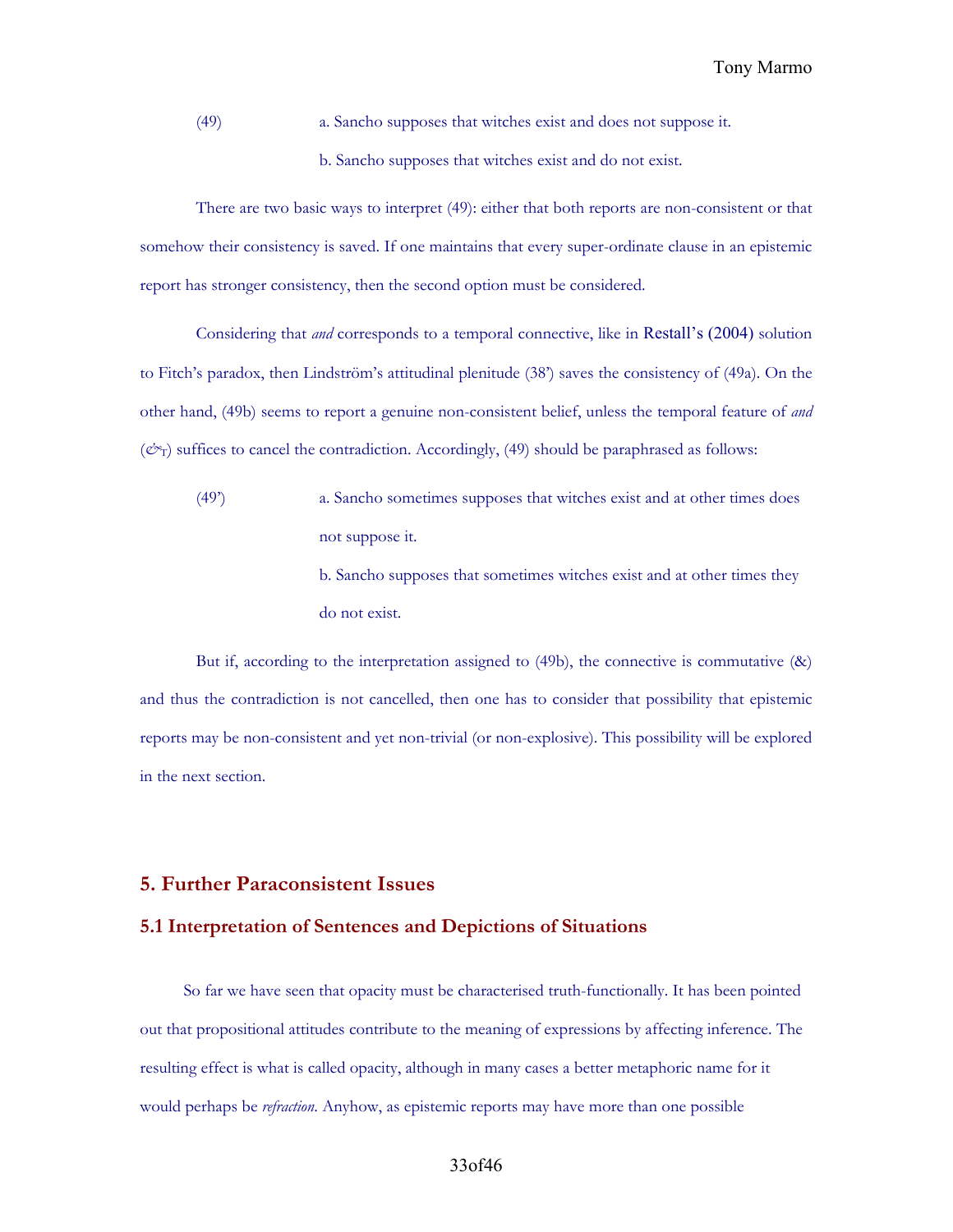(49) a. Sancho supposes that witches exist and does not suppose it.

b. Sancho supposes that witches exist and do not exist.

There are two basic ways to interpret (49): either that both reports are non-consistent or that somehow their consistency is saved. If one maintains that every super-ordinate clause in an epistemic report has stronger consistency, then the second option must be considered.

Considering that *and* corresponds to a temporal connective, like in Restall's (2004) solution to Fitch's paradox, then Lindström's attitudinal plenitude (38') saves the consistency of (49a). On the other hand, (49b) seems to report a genuine non-consistent belief, unless the temporal feature of *and* ($\&_T$) suffices to cancel the contradiction. Accordingly, (49) should be paraphrased as follows:

(49') a. Sancho sometimes supposes that witches exist and at other times does not suppose it.

b. Sancho supposes that sometimes witches exist and at other times they do not exist.

But if, according to the interpretation assigned to (49b), the connective is commutative (&) and thus the contradiction is not cancelled, then one has to consider that possibility that epistemic reports may be non-consistent and yet non-trivial (or non-explosive). This possibility will be explored in the next section.

## 5. Further Paraconsistent Issues

### 5.1 Interpretation of Sentences and Depictions of Situations

So far we have seen that opacity must be characterised truth-functionally. It has been pointed out that propositional attitudes contribute to the meaning of expressions by affecting inference. The resulting effect is what is called opacity, although in many cases a better metaphoric name for it would perhaps be *refraction*. Anyhow, as epistemic reports may have more than one possible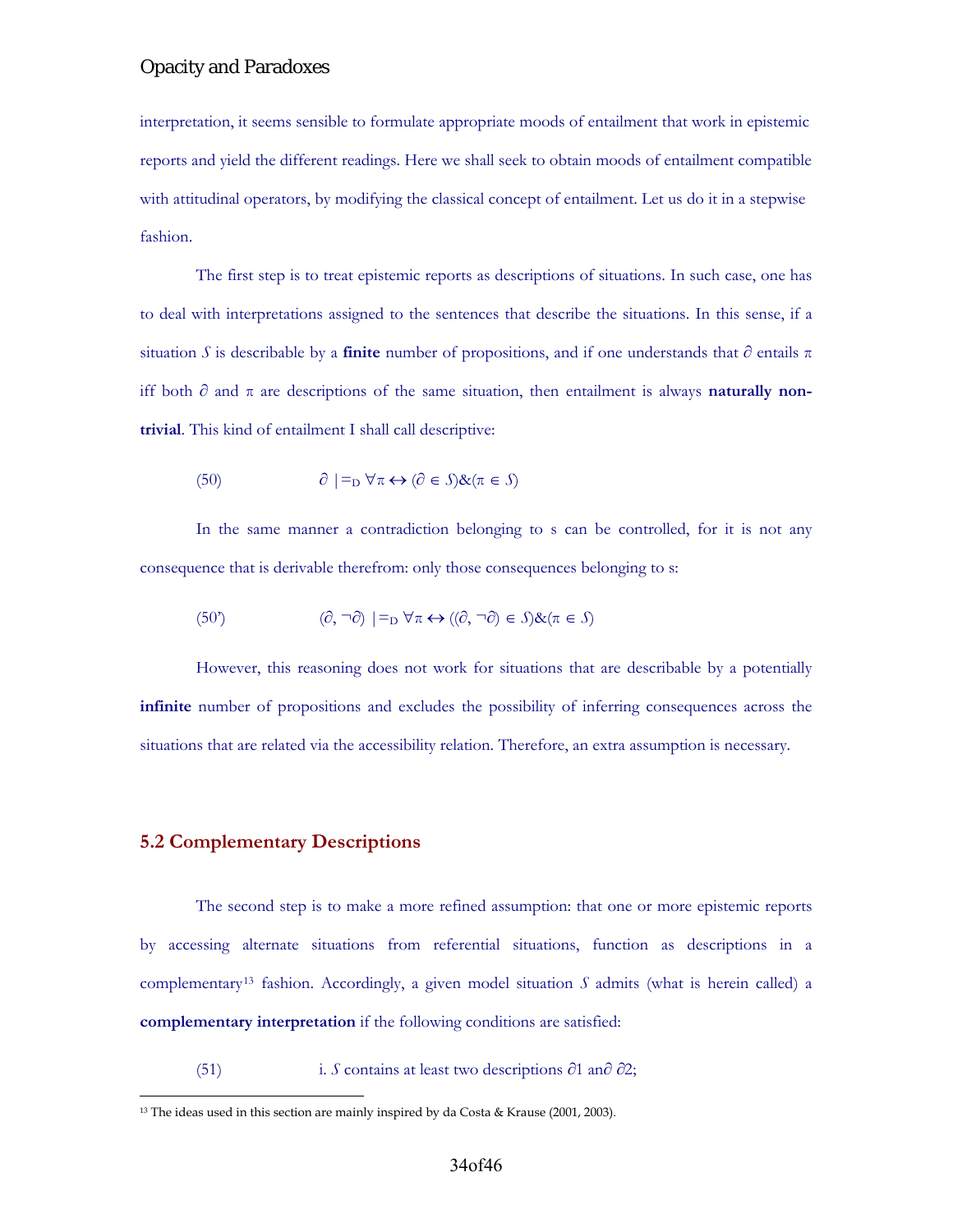interpretation, it seems sensible to formulate appropriate moods of entailment that work in epistemic reports and yield the different readings. Here we shall seek to obtain moods of entailment compatible with attitudinal operators, by modifying the classical concept of entailment. Let us do it in a stepwise fashion.

The first step is to treat epistemic reports as descriptions of situations. In such case, one has to deal with interpretations assigned to the sentences that describe the situations. In this sense, if a situation $\mathcal{S}$ is describable by a **finite** number of propositions, and if one understands that $\partial$ entails $\pi$ iff both $\partial$ and $\pi$ are descriptions of the same situation, then entailment is always **naturally non-trivial**. This kind of entailment I shall call descriptive:

(50) $$\partial \models_{D} \forall\pi \leftrightarrow (\partial \in \mathcal{S})\&(\pi \in \mathcal{S})$$

In the same manner a contradiction belonging to s can be controlled, for it is not any consequence that is derivable therefrom: only those consequences belonging to s:

(50') $$(\partial, \neg\partial) \models_{D} \forall\pi \leftrightarrow ((\partial, \neg\partial) \in \mathcal{S})\&(\pi \in \mathcal{S})$$

However, this reasoning does not work for situations that are describable by a potentially **infinite** number of propositions and excludes the possibility of inferring consequences across the situations that are related via the accessibility relation. Therefore, an extra assumption is necessary.

## 5.2 Complementary Descriptions

The second step is to make a more refined assumption: that one or more epistemic reports by accessing alternate situations from referential situations, function as descriptions in a complementary[13] fashion. Accordingly, a given model situation $\mathcal{S}$ admits (what is herein called) a **complementary interpretation** if the following conditions are satisfied:

(51) i. $\mathcal{S}$ contains at least two descriptions $\partial 1$ an$\partial$ $\partial 2$;

[13] The ideas used in this section are mainly inspired by da Costa & Krause (2001, 2003).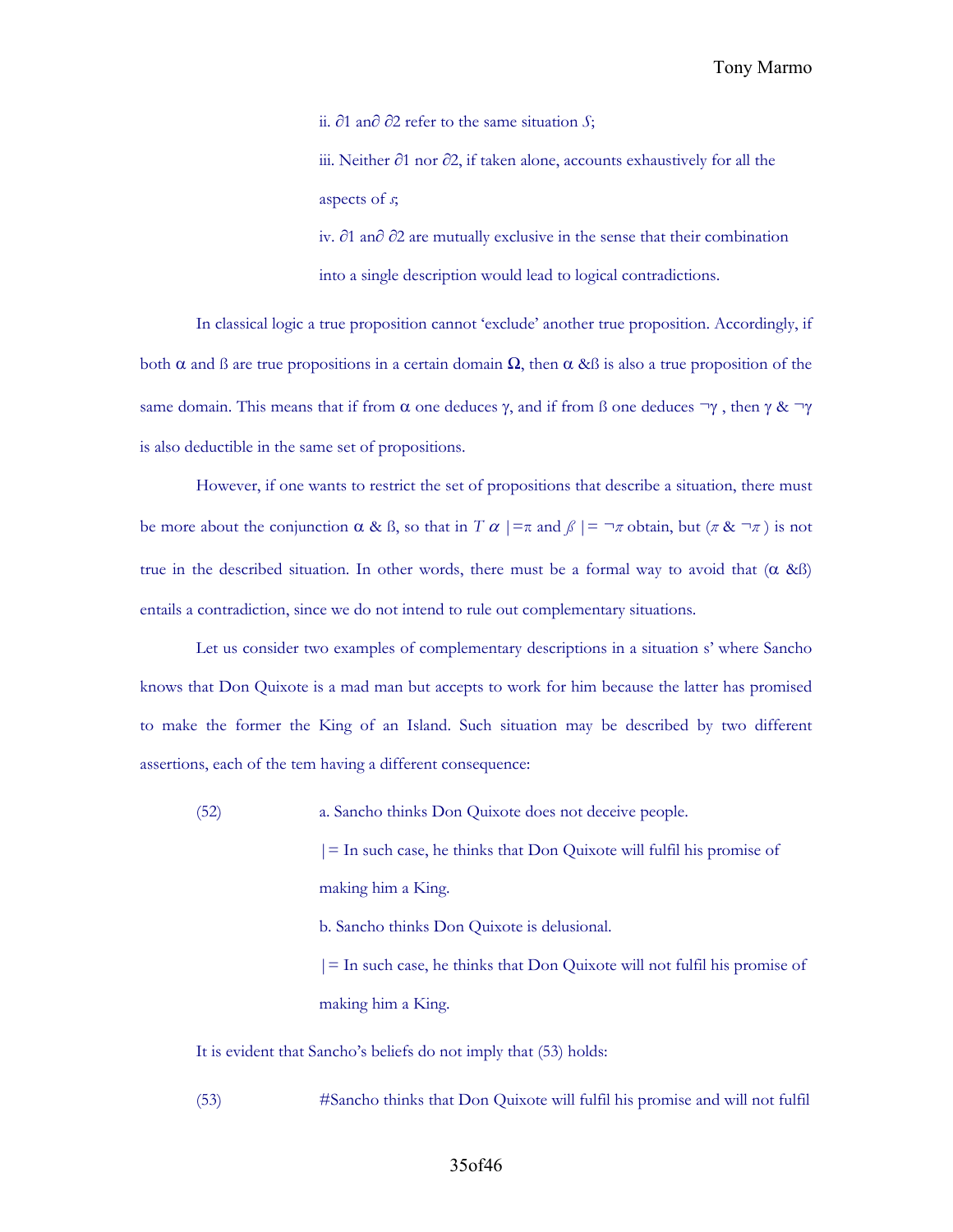ii. $\partial 1$ an$\partial$ $\partial 2$ refer to the same situation *S*;

iii. Neither $\partial 1$ nor $\partial 2$, if taken alone, accounts exhaustively for all the aspects of *s*;

iv. $\partial 1$ an$\partial$ $\partial 2$ are mutually exclusive in the sense that their combination into a single description would lead to logical contradictions.

In classical logic a true proposition cannot 'exclude' another true proposition. Accordingly, if both $\alpha$ and ß are true propositions in a certain domain $\Omega$, then $\alpha$ &ß is also a true proposition of the same domain. This means that if from $\alpha$ one deduces $\gamma$, and if from ß one deduces $\neg\gamma$ , then $\gamma$ & $\neg\gamma$ is also deductible in the same set of propositions.

However, if one wants to restrict the set of propositions that describe a situation, there must be more about the conjunction $\alpha$ & ß, so that in $T$ $\alpha$ $|=\pi$ and $\beta$ $|= \neg\pi$ obtain, but ($\pi$ & $\neg\pi$ ) is not true in the described situation. In other words, there must be a formal way to avoid that ($\alpha$ &ß) entails a contradiction, since we do not intend to rule out complementary situations.

Let us consider two examples of complementary descriptions in a situation s' where Sancho knows that Don Quixote is a mad man but accepts to work for him because the latter has promised to make the former the King of an Island. Such situation may be described by two different assertions, each of the tem having a different consequence:

(52) a. Sancho thinks Don Quixote does not deceive people.

|= In such case, he thinks that Don Quixote will fulfil his promise of making him a King.

b. Sancho thinks Don Quixote is delusional.

|= In such case, he thinks that Don Quixote will not fulfil his promise of making him a King.

It is evident that Sancho's beliefs do not imply that (53) holds:

(53) #Sancho thinks that Don Quixote will fulfil his promise and will not fulfil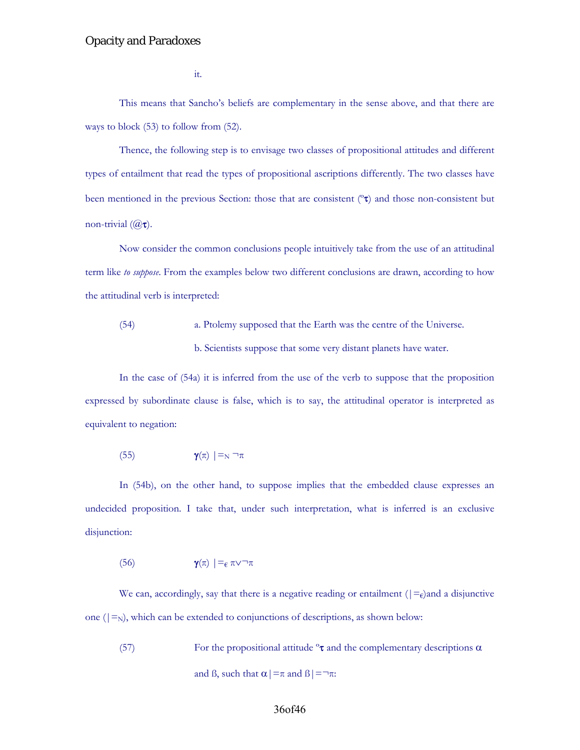it.

This means that Sancho's beliefs are complementary in the sense above, and that there are ways to block (53) to follow from (52).

Thence, the following step is to envisage two classes of propositional attitudes and different types of entailment that read the types of propositional ascriptions differently. The two classes have been mentioned in the previous Section: those that are consistent ($^{o}\boldsymbol{\tau}$) and those non-consistent but non-trivial ($@\boldsymbol{\tau}$).

Now consider the common conclusions people intuitively take from the use of an attitudinal term like *to suppose*. From the examples below two different conclusions are drawn, according to how the attitudinal verb is interpreted:

(54) a. Ptolemy supposed that the Earth was the centre of the Universe.

b. Scientists suppose that some very distant planets have water.

In the case of (54a) it is inferred from the use of the verb to suppose that the proposition expressed by subordinate clause is false, which is to say, the attitudinal operator is interpreted as equivalent to negation:

(55) $\boldsymbol{\gamma}(\pi) \;|{=}_{N}\; \neg\pi$

In (54b), on the other hand, to suppose implies that the embedded clause expresses an undecided proposition. I take that, under such interpretation, what is inferred is an exclusive disjunction:

(56) $\boldsymbol{\gamma}(\pi) \;|{=}_{\epsilon}\; \pi \vee \neg\pi$

We can, accordingly, say that there is a negative reading or entailment ($|{=}_{\epsilon}$)and a disjunctive one ($|{=}_{N}$), which can be extended to conjunctions of descriptions, as shown below:

(57) For the propositional attitude $^{o}\boldsymbol{\tau}$ and the complementary descriptions $\alpha$ and ß, such that $\alpha|{=}\pi$ and $ß|{=}\neg\pi$: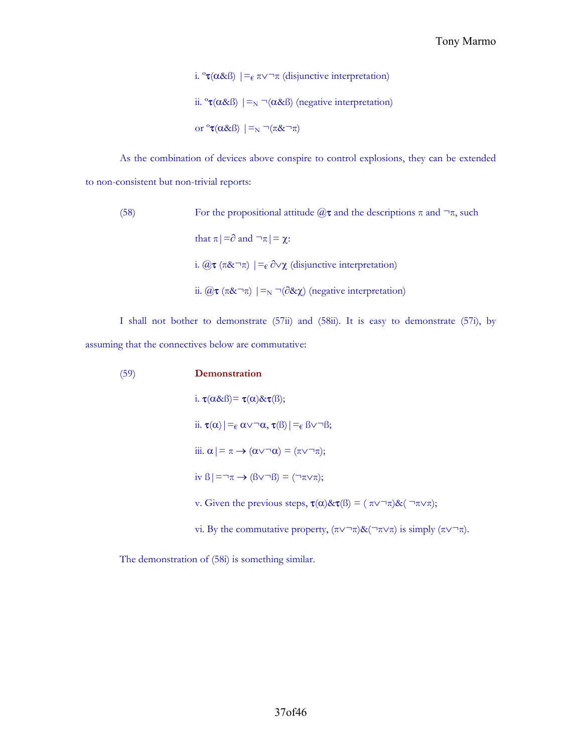i. $^{o}\boldsymbol{\tau}(\alpha\&\beta) \models_{\epsilon} \pi\vee\neg\pi$ (disjunctive interpretation)

ii. $^{o}\boldsymbol{\tau}(\alpha\&\beta) \models_{N} \neg(\alpha\&\beta)$ (negative interpretation)

or $^{o}\boldsymbol{\tau}(\alpha\&\beta) \models_{N} \neg(\pi\&\neg\pi)$

As the combination of devices above conspire to control explosions, they can be extended to non-consistent but non-trivial reports:

(58) For the propositional attitude $@\boldsymbol{\tau}$ and the descriptions $\pi$ and $\neg\pi$, such that $\pi\models\partial$ and $\neg\pi\models\chi$:

i. $@\boldsymbol{\tau}(\pi\&\neg\pi) \models_{\epsilon} \partial\vee\chi$ (disjunctive interpretation)

ii. $@\boldsymbol{\tau}(\pi\&\neg\pi) \models_{N} \neg(\partial\&\chi)$ (negative interpretation)

I shall not bother to demonstrate (57ii) and (58ii). It is easy to demonstrate (57i), by assuming that the connectives below are commutative:

(59) **Demonstration**

i. $\boldsymbol{\tau}(\alpha\&\beta) = \boldsymbol{\tau}(\alpha)\&\boldsymbol{\tau}(\beta)$;

ii. $\boldsymbol{\tau}(\alpha)\models_{\epsilon} \alpha\vee\neg\alpha$, $\boldsymbol{\tau}(\beta)\models_{\epsilon} \beta\vee\neg\beta$;

iii. $\alpha\models\pi \rightarrow (\alpha\vee\neg\alpha) = (\pi\vee\neg\pi)$;

iv $\beta\models\neg\pi \rightarrow (\beta\vee\neg\beta) = (\neg\pi\vee\pi)$;

v. Given the previous steps, $\boldsymbol{\tau}(\alpha)\&\boldsymbol{\tau}(\beta) = (\pi\vee\neg\pi)\&(\neg\pi\vee\pi)$;

vi. By the commutative property, $(\pi\vee\neg\pi)\&(\neg\pi\vee\pi)$ is simply $(\pi\vee\neg\pi)$.

The demonstration of (58i) is something similar.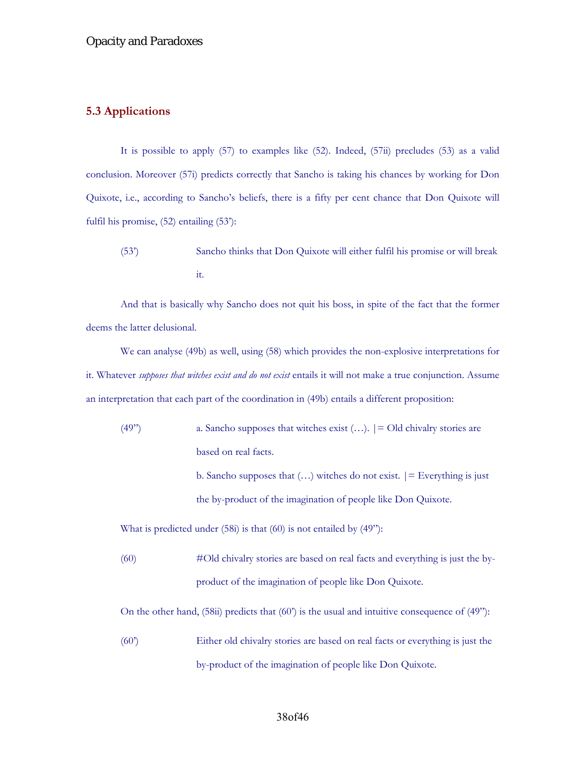## 5.3 Applications

It is possible to apply (57) to examples like (52). Indeed, (57ii) precludes (53) as a valid conclusion. Moreover (57i) predicts correctly that Sancho is taking his chances by working for Don Quixote, i.e., according to Sancho's beliefs, there is a fifty per cent chance that Don Quixote will fulfil his promise, (52) entailing (53'):

(53') Sancho thinks that Don Quixote will either fulfil his promise or will break it.

And that is basically why Sancho does not quit his boss, in spite of the fact that the former deems the latter delusional.

We can analyse (49b) as well, using (58) which provides the non-explosive interpretations for it. Whatever *supposes that witches exist and do not exist* entails it will not make a true conjunction. Assume an interpretation that each part of the coordination in (49b) entails a different proposition:

(49'') a. Sancho supposes that witches exist (…). |= Old chivalry stories are based on real facts.

b. Sancho supposes that (…) witches do not exist. |= Everything is just the by-product of the imagination of people like Don Quixote.

What is predicted under (58i) is that (60) is not entailed by (49''):

(60) #Old chivalry stories are based on real facts and everything is just the by-product of the imagination of people like Don Quixote.

On the other hand, (58ii) predicts that (60') is the usual and intuitive consequence of (49''):

(60') Either old chivalry stories are based on real facts or everything is just the by-product of the imagination of people like Don Quixote.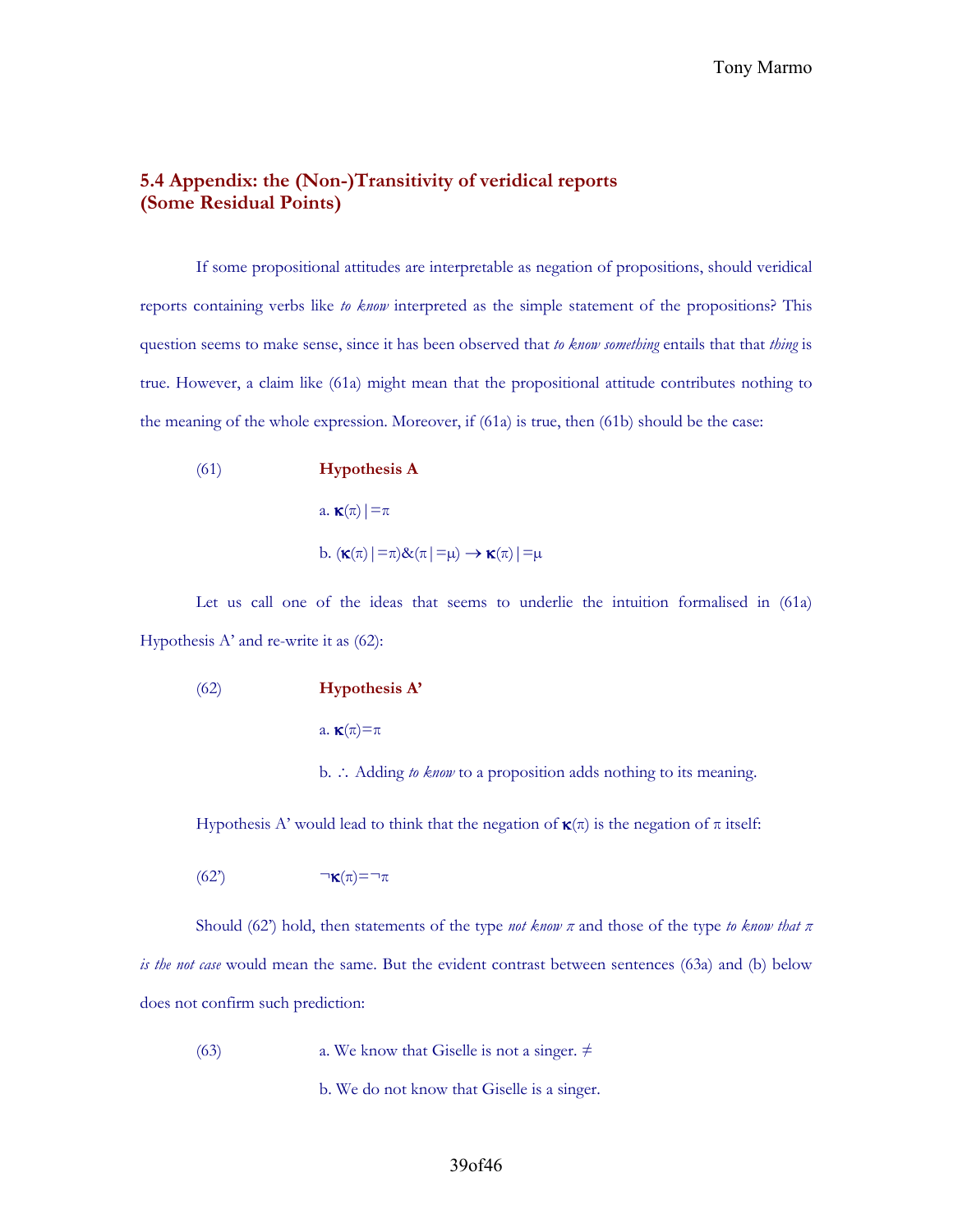## 5.4 Appendix: the (Non-)Transitivity of veridical reports (Some Residual Points)

If some propositional attitudes are interpretable as negation of propositions, should veridical reports containing verbs like *to know* interpreted as the simple statement of the propositions? This question seems to make sense, since it has been observed that *to know something* entails that that *thing* is true. However, a claim like (61a) might mean that the propositional attitude contributes nothing to the meaning of the whole expression. Moreover, if (61a) is true, then (61b) should be the case:

(61) **Hypothesis A**

a. $\boldsymbol{\kappa}(\pi) \models \pi$

b. $(\boldsymbol{\kappa}(\pi) \models \pi) \& (\pi \models \mu) \rightarrow \boldsymbol{\kappa}(\pi) \models \mu$

Let us call one of the ideas that seems to underlie the intuition formalised in (61a) Hypothesis A' and re-write it as (62):

(62) **Hypothesis A'**

a. $\boldsymbol{\kappa}(\pi) = \pi$

b. ∴ Adding *to know* to a proposition adds nothing to its meaning.

Hypothesis A' would lead to think that the negation of $\boldsymbol{\kappa}(\pi)$ is the negation of $\pi$ itself:

(62') $\neg\boldsymbol{\kappa}(\pi) = \neg\pi$

Should (62') hold, then statements of the type *not know π* and those of the type *to know that π is the not case* would mean the same. But the evident contrast between sentences (63a) and (b) below does not confirm such prediction:

(63) a. We know that Giselle is not a singer. ≠

b. We do not know that Giselle is a singer.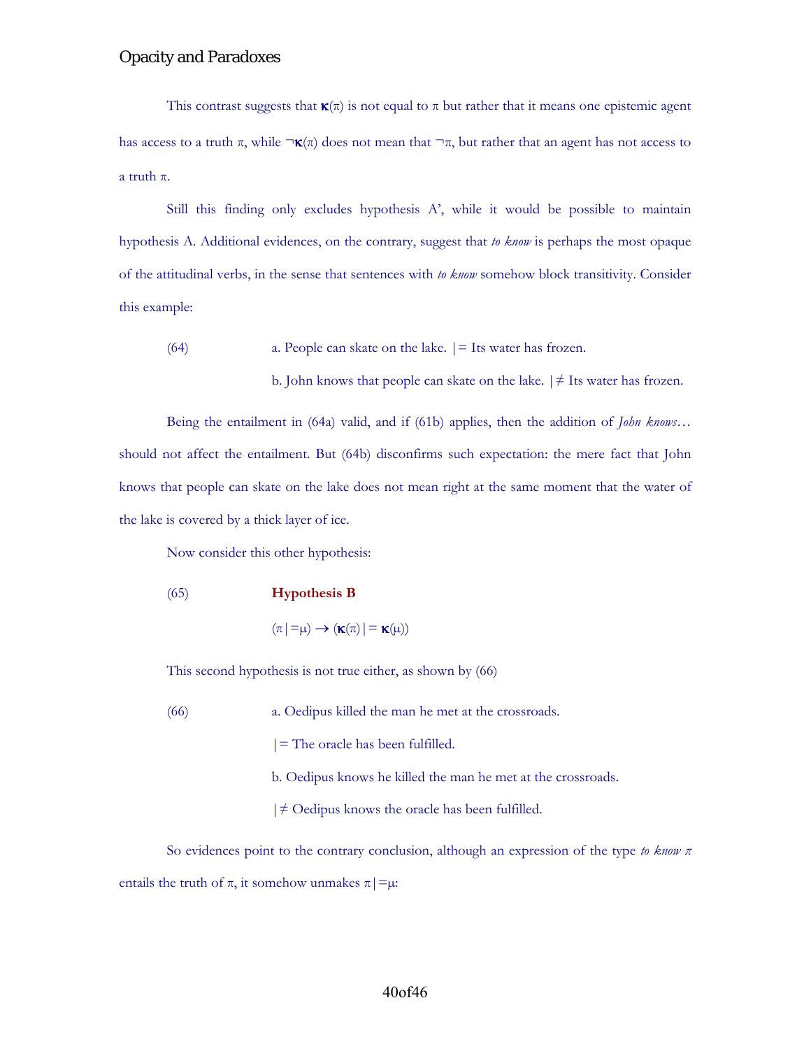This contrast suggests that $\boldsymbol{\kappa}(\pi)$ is not equal to $\pi$ but rather that it means one epistemic agent has access to a truth $\pi$, while $\neg\boldsymbol{\kappa}(\pi)$ does not mean that $\neg\pi$, but rather that an agent has not access to a truth $\pi$.

Still this finding only excludes hypothesis A', while it would be possible to maintain hypothesis A. Additional evidences, on the contrary, suggest that *to know* is perhaps the most opaque of the attitudinal verbs, in the sense that sentences with *to know* somehow block transitivity. Consider this example:

(64) a. People can skate on the lake. $\models$ Its water has frozen.

b. John knows that people can skate on the lake. $\not\models$ Its water has frozen.

Being the entailment in (64a) valid, and if (61b) applies, then the addition of *John knows…* should not affect the entailment. But (64b) disconfirms such expectation: the mere fact that John knows that people can skate on the lake does not mean right at the same moment that the water of the lake is covered by a thick layer of ice.

Now consider this other hypothesis:

(65) **Hypothesis B**

$$(\pi \models \mu) \rightarrow (\boldsymbol{\kappa}(\pi) \models \boldsymbol{\kappa}(\mu))$$

This second hypothesis is not true either, as shown by (66)

(66) a. Oedipus killed the man he met at the crossroads.

$\models$ The oracle has been fulfilled.

b. Oedipus knows he killed the man he met at the crossroads.

$\not\models$ Oedipus knows the oracle has been fulfilled.

So evidences point to the contrary conclusion, although an expression of the type *to know* $\pi$ entails the truth of $\pi$, it somehow unmakes $\pi \models \mu$: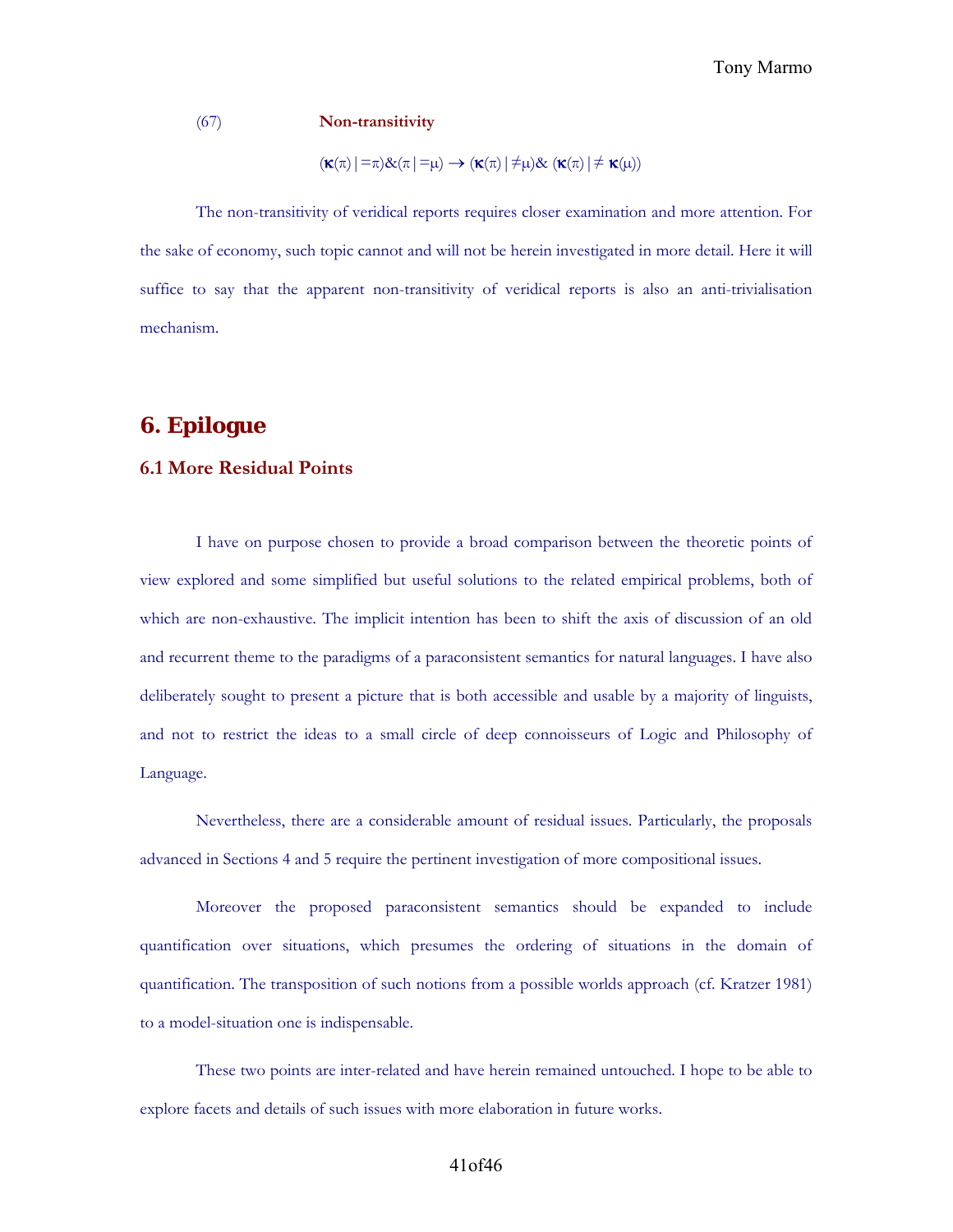(67) **Non-transitivity**

$$(\boldsymbol{\kappa}(\pi) \,|\!=\! \pi) \& (\pi \,|\!=\! \mu) \rightarrow (\boldsymbol{\kappa}(\pi) \,|\!\neq\! \mu) \& (\boldsymbol{\kappa}(\pi) \,|\!\neq\! \boldsymbol{\kappa}(\mu))$$

The non-transitivity of veridical reports requires closer examination and more attention. For the sake of economy, such topic cannot and will not be herein investigated in more detail. Here it will suffice to say that the apparent non-transitivity of veridical reports is also an anti-trivialisation mechanism.

# 6. Epilogue

## 6.1 More Residual Points

I have on purpose chosen to provide a broad comparison between the theoretic points of view explored and some simplified but useful solutions to the related empirical problems, both of which are non-exhaustive. The implicit intention has been to shift the axis of discussion of an old and recurrent theme to the paradigms of a paraconsistent semantics for natural languages. I have also deliberately sought to present a picture that is both accessible and usable by a majority of linguists, and not to restrict the ideas to a small circle of deep connoisseurs of Logic and Philosophy of Language.

Nevertheless, there are a considerable amount of residual issues. Particularly, the proposals advanced in Sections 4 and 5 require the pertinent investigation of more compositional issues.

Moreover the proposed paraconsistent semantics should be expanded to include quantification over situations, which presumes the ordering of situations in the domain of quantification. The transposition of such notions from a possible worlds approach (cf. Kratzer 1981) to a model-situation one is indispensable.

These two points are inter-related and have herein remained untouched. I hope to be able to explore facets and details of such issues with more elaboration in future works.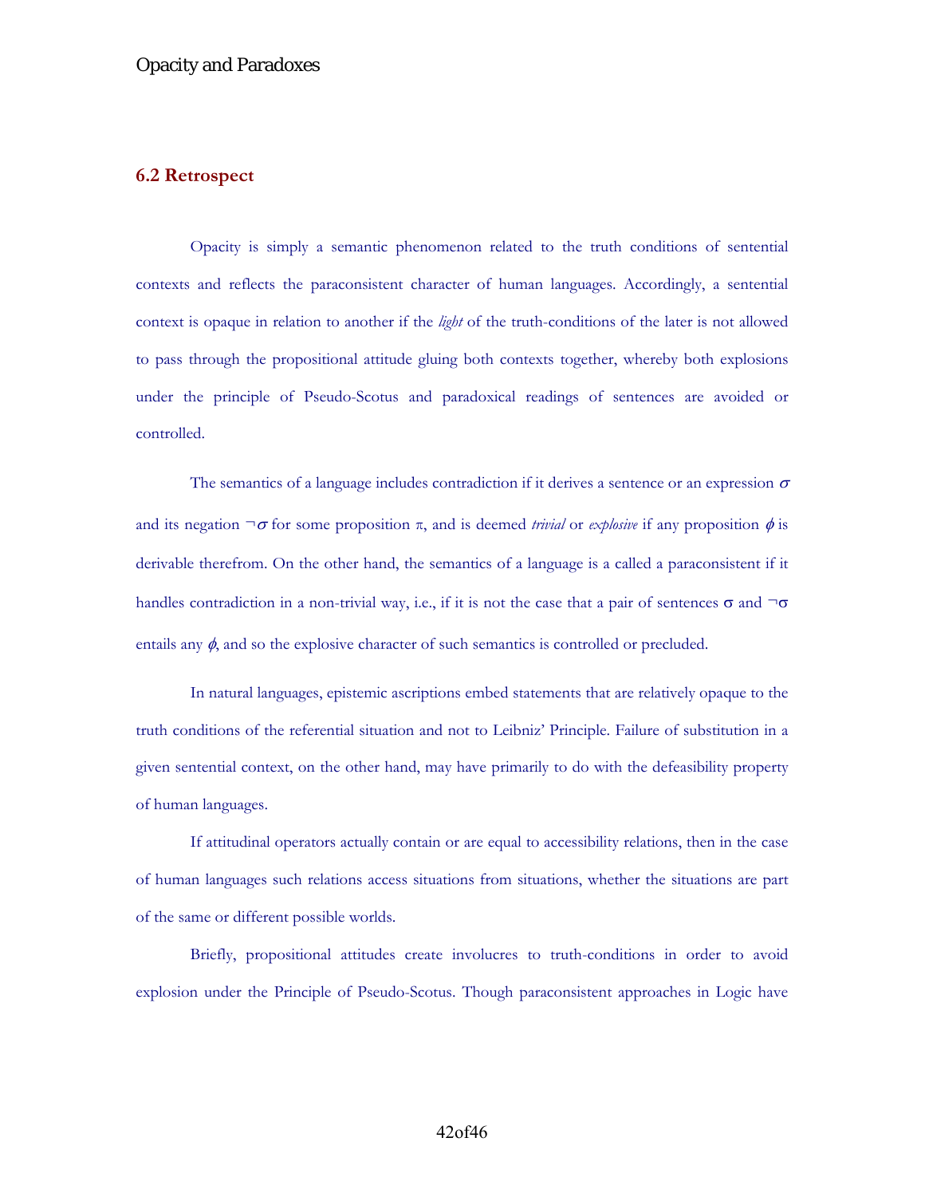## 6.2 Retrospect

Opacity is simply a semantic phenomenon related to the truth conditions of sentential contexts and reflects the paraconsistent character of human languages. Accordingly, a sentential context is opaque in relation to another if the *light* of the truth-conditions of the later is not allowed to pass through the propositional attitude gluing both contexts together, whereby both explosions under the principle of Pseudo-Scotus and paradoxical readings of sentences are avoided or controlled.

The semantics of a language includes contradiction if it derives a sentence or an expression $\sigma$ and its negation $\neg\sigma$ for some proposition $\pi$, and is deemed *trivial* or *explosive* if any proposition $\phi$ is derivable therefrom. On the other hand, the semantics of a language is a called a paraconsistent if it handles contradiction in a non-trivial way, i.e., if it is not the case that a pair of sentences $\sigma$ and $\neg\sigma$ entails any $\phi$, and so the explosive character of such semantics is controlled or precluded.

In natural languages, epistemic ascriptions embed statements that are relatively opaque to the truth conditions of the referential situation and not to Leibniz' Principle. Failure of substitution in a given sentential context, on the other hand, may have primarily to do with the defeasibility property of human languages.

If attitudinal operators actually contain or are equal to accessibility relations, then in the case of human languages such relations access situations from situations, whether the situations are part of the same or different possible worlds.

Briefly, propositional attitudes create involucres to truth-conditions in order to avoid explosion under the Principle of Pseudo-Scotus. Though paraconsistent approaches in Logic have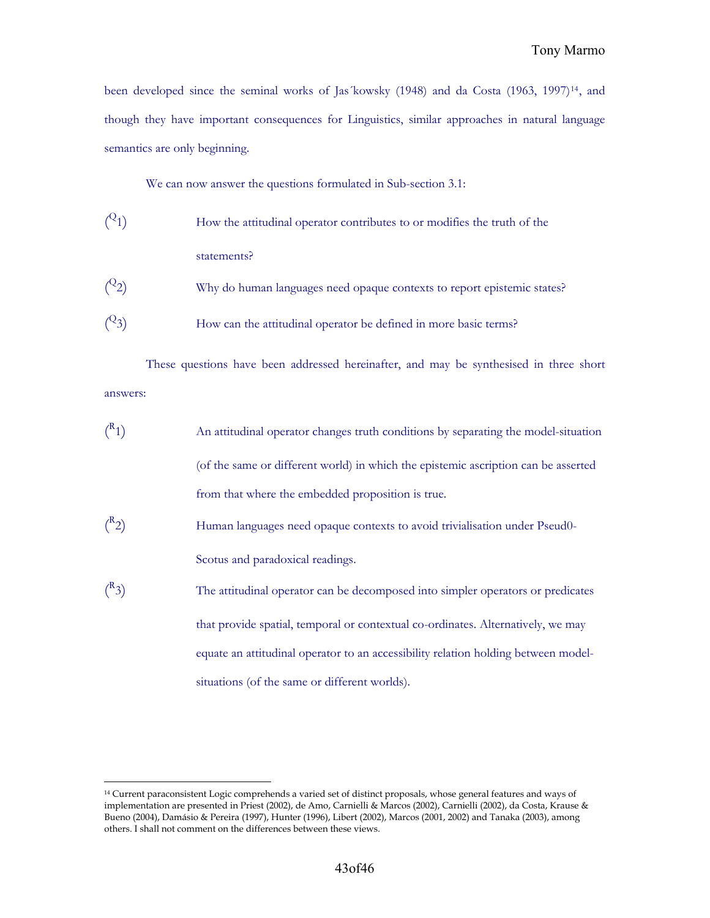been developed since the seminal works of Jas´kowsky (1948) and da Costa (1963, 1997)[14], and though they have important consequences for Linguistics, similar approaches in natural language semantics are only beginning.

We can now answer the questions formulated in Sub-section 3.1:

($^{Q}$1) How the attitudinal operator contributes to or modifies the truth of the statements?

($^{Q}$2) Why do human languages need opaque contexts to report epistemic states?

($^{Q}$3) How can the attitudinal operator be defined in more basic terms?

These questions have been addressed hereinafter, and may be synthesised in three short answers:

($^{R}$1) An attitudinal operator changes truth conditions by separating the model-situation (of the same or different world) in which the epistemic ascription can be asserted from that where the embedded proposition is true.

($^{R}$2) Human languages need opaque contexts to avoid trivialisation under Pseud0-Scotus and paradoxical readings.

($^{R}$3) The attitudinal operator can be decomposed into simpler operators or predicates that provide spatial, temporal or contextual co-ordinates. Alternatively, we may equate an attitudinal operator to an accessibility relation holding between model-situations (of the same or different worlds).

---

[14] Current paraconsistent Logic comprehends a varied set of distinct proposals, whose general features and ways of implementation are presented in Priest (2002), de Amo, Carnielli & Marcos (2002), Carnielli (2002), da Costa, Krause & Bueno (2004), Damásio & Pereira (1997), Hunter (1996), Libert (2002), Marcos (2001, 2002) and Tanaka (2003), among others. I shall not comment on the differences between these views.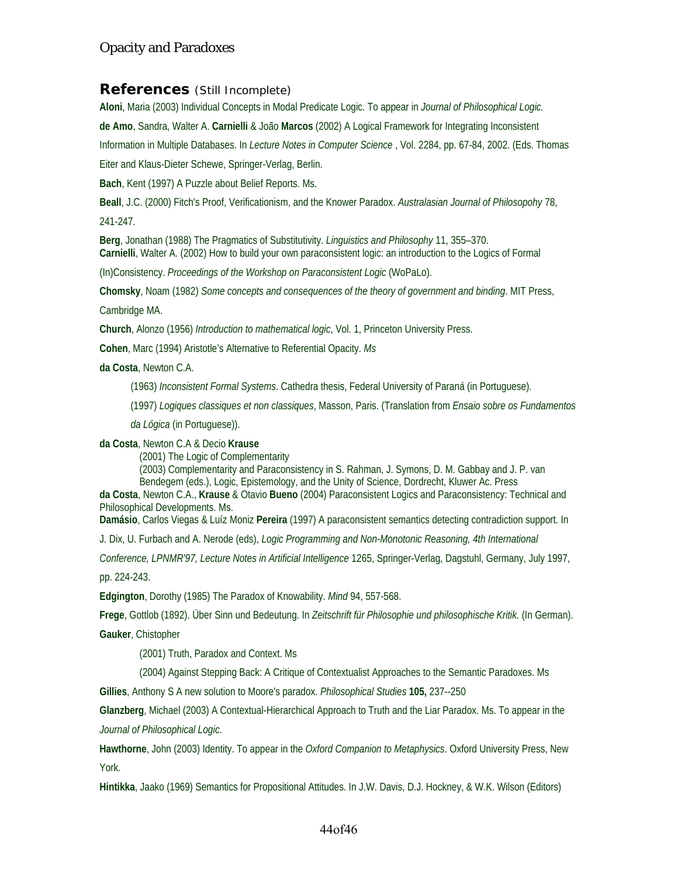## References (Still Incomplete)

**Aloni**, Maria (2003) Individual Concepts in Modal Predicate Logic. To appear in *Journal of Philosophical Logic.*

**de Amo**, Sandra, Walter A. **Carnielli** & João **Marcos** (2002) A Logical Framework for Integrating Inconsistent Information in Multiple Databases. In *Lecture Notes in Computer Science* , Vol. 2284, pp. 67-84, 2002. (Eds. Thomas Eiter and Klaus-Dieter Schewe, Springer-Verlag, Berlin.

**Bach**, Kent (1997) A Puzzle about Belief Reports. Ms.

**Beall**, J.C. (2000) Fitch's Proof, Verificationism, and the Knower Paradox. *Australasian Journal of Philosopohy* 78, 241-247.

**Berg**, Jonathan (1988) The Pragmatics of Substitutivity. *Linguistics and Philosophy* 11, 355–370.

**Carnielli**, Walter A. (2002) How to build your own paraconsistent logic: an introduction to the Logics of Formal (In)Consistency. *Proceedings of the Workshop on Paraconsistent Logic* (WoPaLo).

**Chomsky**, Noam (1982) *Some concepts and consequences of the theory of government and binding*. MIT Press, Cambridge MA.

**Church**, Alonzo (1956) *Introduction to mathematical logic*, Vol. 1, Princeton University Press.

**Cohen**, Marc (1994) Aristotle's Alternative to Referential Opacity. *Ms*

**da Costa**, Newton C.A.

(1963) *Inconsistent Formal Systems*. Cathedra thesis, Federal University of Paraná (in Portuguese).

(1997) *Logiques classiques et non classiques*, Masson, Paris. (Translation from *Ensaio sobre os Fundamentos da Lógica* (in Portuguese)).

**da Costa**, Newton C.A & Decio **Krause**

(2001) The Logic of Complementarity

(2003) Complementarity and Paraconsistency in S. Rahman, J. Symons, D. M. Gabbay and J. P. van Bendegem (eds.), Logic, Epistemology, and the Unity of Science, Dordrecht, Kluwer Ac. Press

**da Costa**, Newton C.A., **Krause** & Otavio **Bueno** (2004) Paraconsistent Logics and Paraconsistency: Technical and Philosophical Developments. Ms.

**Damásio**, Carlos Viegas & Luíz Moniz **Pereira** (1997) A paraconsistent semantics detecting contradiction support. In J. Dix, U. Furbach and A. Nerode (eds), *Logic Programming and Non-Monotonic Reasoning, 4th International Conference, LPNMR'97, Lecture Notes in Artificial Intelligence* 1265, Springer-Verlag, Dagstuhl, Germany, July 1997, pp. 224-243.

**Edgington**, Dorothy (1985) The Paradox of Knowability. *Mind* 94, 557-568.

**Frege**, Gottlob (1892). Über Sinn und Bedeutung. In *Zeitschrift für Philosophie und philosophische Kritik.* (In German).

**Gauker**, Chistopher

(2001) Truth, Paradox and Context. Ms

(2004) Against Stepping Back: A Critique of Contextualist Approaches to the Semantic Paradoxes. Ms

**Gillies**, Anthony S A new solution to Moore's paradox. *Philosophical Studies* **105,** 237--250

**Glanzberg**, Michael (2003) A Contextual-Hierarchical Approach to Truth and the Liar Paradox. Ms. To appear in the *Journal of Philosophical Logic*.

**Hawthorne**, John (2003) Identity. To appear in the *Oxford Companion to Metaphysics*. Oxford University Press, New York.

**Hintikka**, Jaako (1969) Semantics for Propositional Attitudes. In J.W. Davis, D.J. Hockney, & W.K. Wilson (Editors)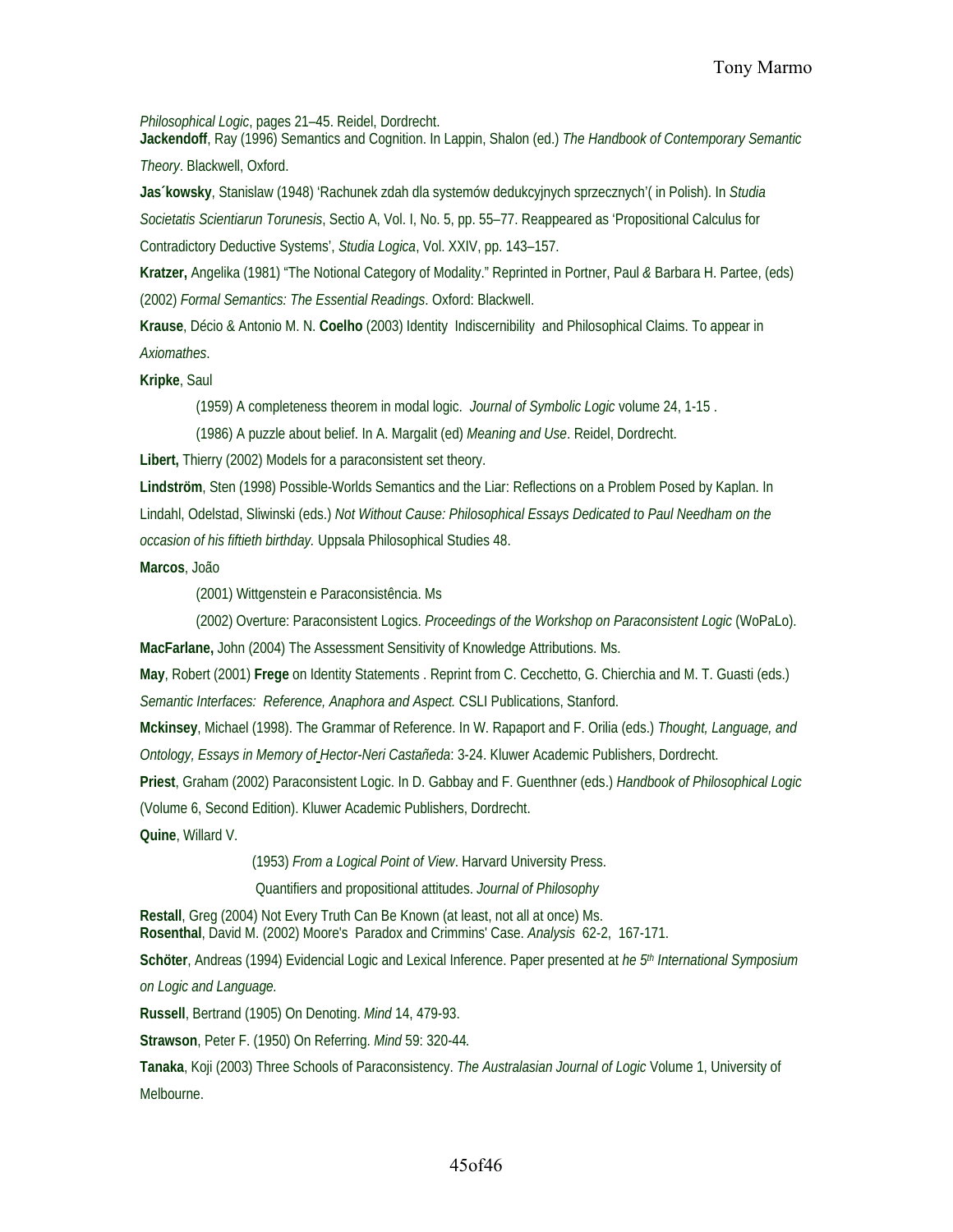*Philosophical Logic*, pages 21–45. Reidel, Dordrecht.

**Jackendoff**, Ray (1996) Semantics and Cognition. In Lappin, Shalon (ed.) *The Handbook of Contemporary Semantic Theory*. Blackwell, Oxford.

**Jas´kowsky**, Stanislaw (1948) 'Rachunek zdah dla systemów dedukcyjnych sprzecznych'( in Polish). In *Studia Societatis Scientiarun Torunesis*, Sectio A, Vol. I, No. 5, pp. 55–77. Reappeared as 'Propositional Calculus for Contradictory Deductive Systems', *Studia Logica*, Vol. XXIV, pp. 143–157.

**Kratzer,** Angelika (1981) "The Notional Category of Modality." Reprinted in Portner, Paul *&* Barbara H. Partee, (eds) (2002) *Formal Semantics: The Essential Readings*. Oxford: Blackwell.

**Krause**, Décio & Antonio M. N. **Coelho** (2003) Identity Indiscernibility and Philosophical Claims. To appear in *Axiomathes*.

**Kripke**, Saul

(1959) A completeness theorem in modal logic. *Journal of Symbolic Logic* volume 24, 1-15 .

(1986) A puzzle about belief. In A. Margalit (ed) *Meaning and Use*. Reidel, Dordrecht.

**Libert,** Thierry (2002) Models for a paraconsistent set theory.

**Lindström**, Sten (1998) Possible-Worlds Semantics and the Liar: Reflections on a Problem Posed by Kaplan. In Lindahl, Odelstad, Sliwinski (eds.) *Not Without Cause: Philosophical Essays Dedicated to Paul Needham on the occasion of his fiftieth birthday.* Uppsala Philosophical Studies 48.

**Marcos**, João

(2001) Wittgenstein e Paraconsistência. Ms

(2002) Overture: Paraconsistent Logics. *Proceedings of the Workshop on Paraconsistent Logic* (WoPaLo).

**MacFarlane,** John (2004) The Assessment Sensitivity of Knowledge Attributions. Ms.

**May**, Robert (2001) **Frege** on Identity Statements . Reprint from C. Cecchetto, G. Chierchia and M. T. Guasti (eds.) *Semantic Interfaces: Reference, Anaphora and Aspect.* CSLI Publications, Stanford.

**Mckinsey**, Michael (1998). The Grammar of Reference. In W. Rapaport and F. Orilia (eds.) *Thought, Language, and Ontology, Essays in Memory of Hector-Neri Castañeda*: 3-24. Kluwer Academic Publishers, Dordrecht.

**Priest**, Graham (2002) Paraconsistent Logic. In D. Gabbay and F. Guenthner (eds.) *Handbook of Philosophical Logic* (Volume 6, Second Edition). Kluwer Academic Publishers, Dordrecht.

**Quine**, Willard V.

(1953) *From a Logical Point of View*. Harvard University Press.

Quantifiers and propositional attitudes. *Journal of Philosophy*

**Restall**, Greg (2004) Not Every Truth Can Be Known (at least, not all at once) Ms.

**Rosenthal**, David M. (2002) Moore's Paradox and Crimmins' Case. *Analysis* 62-2, 167-171.

**Schöter**, Andreas (1994) Evidencial Logic and Lexical Inference. Paper presented at *he 5th International Symposium on Logic and Language.*

**Russell**, Bertrand (1905) On Denoting. *Mind* 14, 479-93.

**Strawson**, Peter F. (1950) On Referring. *Mind* 59: 320-44*.*

**Tanaka**, Koji (2003) Three Schools of Paraconsistency. *The Australasian Journal of Logic* Volume 1, University of Melbourne.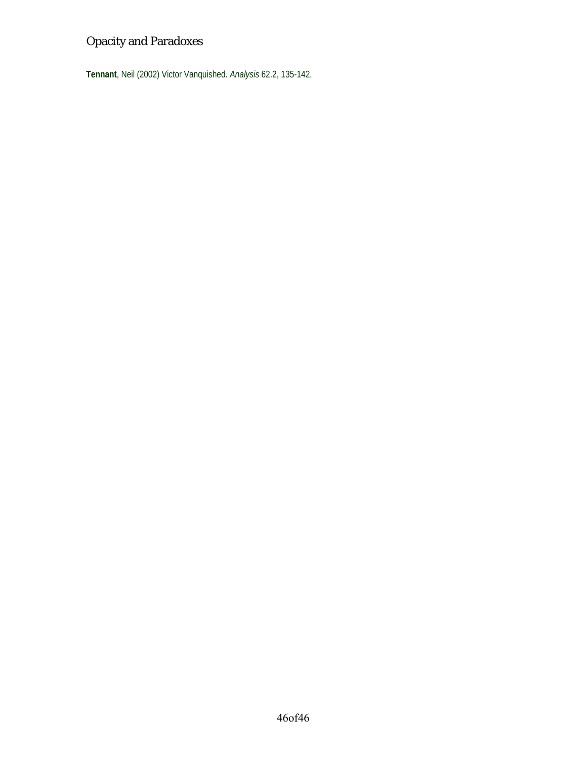**Tennant**, Neil (2002) Victor Vanquished. *Analysis* 62.2, 135-142.